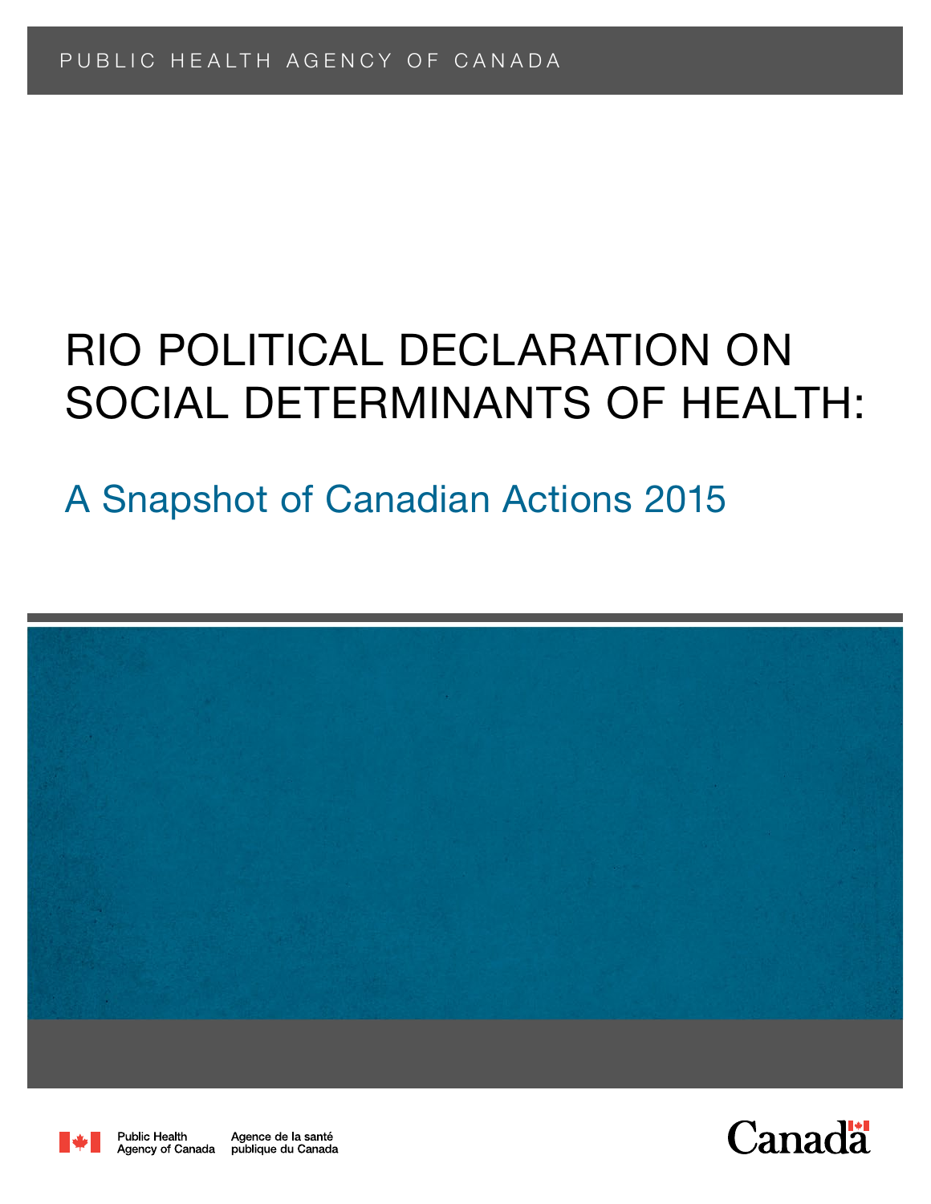PUBLIC HEALTH AGENCY OF CANADA

# RIO POLITICAL DECLARATION ON SOCIAL DETERMINANTS OF HEALTH:

## A Snapshot of Canadian Actions 2015

Public Health Agency of Canada | Agence de la santé publique du Canada

Canada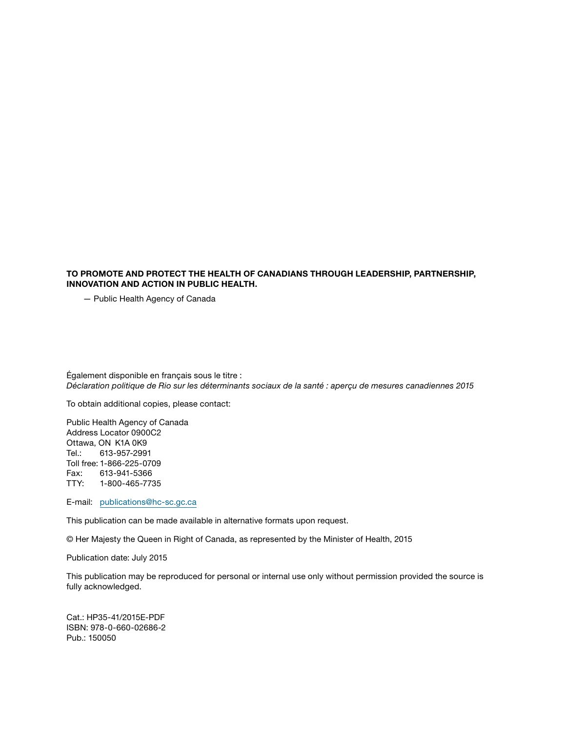**TO PROMOTE AND PROTECT THE HEALTH OF CANADIANS THROUGH LEADERSHIP, PARTNERSHIP, INNOVATION AND ACTION IN PUBLIC HEALTH.**

— Public Health Agency of Canada

Également disponible en français sous le titre :
*Déclaration politique de Rio sur les déterminants sociaux de la santé : aperçu de mesures canadiennes 2015*

To obtain additional copies, please contact:

Public Health Agency of Canada
Address Locator 0900C2
Ottawa, ON K1A 0K9
Tel.: 613-957-2991
Toll free: 1-866-225-0709
Fax: 613-941-5366
TTY: 1-800-465-7735

E-mail: publications@hc-sc.gc.ca

This publication can be made available in alternative formats upon request.

© Her Majesty the Queen in Right of Canada, as represented by the Minister of Health, 2015

Publication date: July 2015

This publication may be reproduced for personal or internal use only without permission provided the source is fully acknowledged.

Cat.: HP35-41/2015E-PDF
ISBN: 978-0-660-02686-2
Pub.: 150050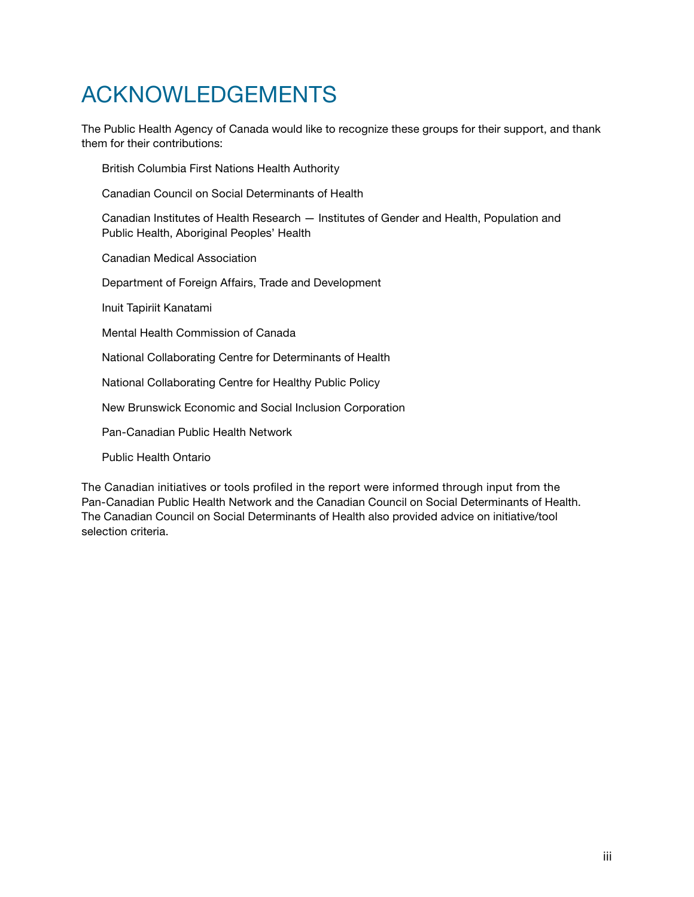# ACKNOWLEDGEMENTS

The Public Health Agency of Canada would like to recognize these groups for their support, and thank them for their contributions:

British Columbia First Nations Health Authority

Canadian Council on Social Determinants of Health

Canadian Institutes of Health Research — Institutes of Gender and Health, Population and Public Health, Aboriginal Peoples' Health

Canadian Medical Association

Department of Foreign Affairs, Trade and Development

Inuit Tapiriit Kanatami

Mental Health Commission of Canada

National Collaborating Centre for Determinants of Health

National Collaborating Centre for Healthy Public Policy

New Brunswick Economic and Social Inclusion Corporation

Pan-Canadian Public Health Network

Public Health Ontario

The Canadian initiatives or tools profiled in the report were informed through input from the Pan-Canadian Public Health Network and the Canadian Council on Social Determinants of Health. The Canadian Council on Social Determinants of Health also provided advice on initiative/tool selection criteria.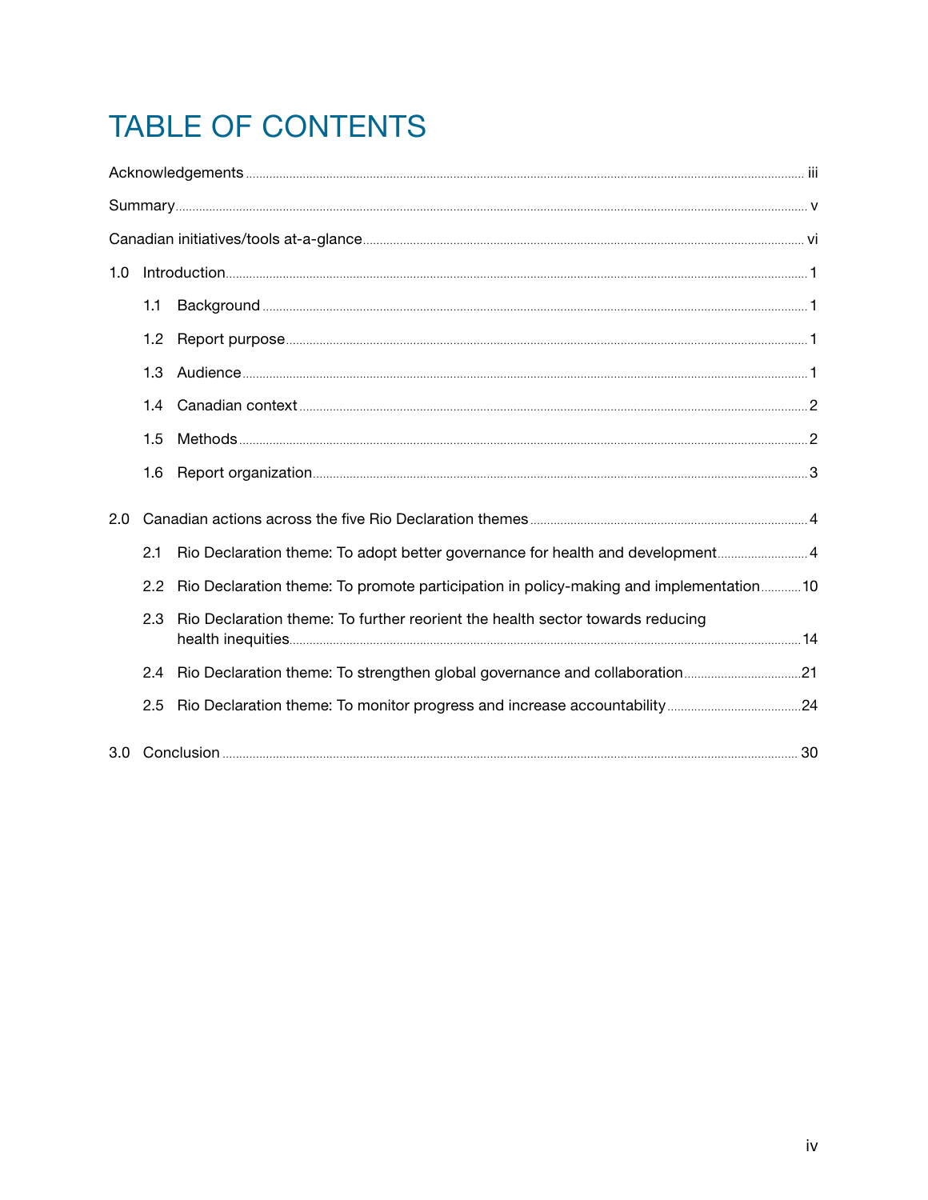# TABLE OF CONTENTS

Acknowledgements ..... iii

Summary ..... v

Canadian initiatives/tools at-a-glance ..... vi

1.0 Introduction ..... 1

- 1.1 Background ..... 1
- 1.2 Report purpose ..... 1
- 1.3 Audience ..... 1
- 1.4 Canadian context ..... 2
- 1.5 Methods ..... 2
- 1.6 Report organization ..... 3

2.0 Canadian actions across the five Rio Declaration themes ..... 4

- 2.1 Rio Declaration theme: To adopt better governance for health and development ..... 4
- 2.2 Rio Declaration theme: To promote participation in policy-making and implementation ..... 10
- 2.3 Rio Declaration theme: To further reorient the health sector towards reducing health inequities ..... 14
- 2.4 Rio Declaration theme: To strengthen global governance and collaboration ..... 21
- 2.5 Rio Declaration theme: To monitor progress and increase accountability ..... 24

3.0 Conclusion ..... 30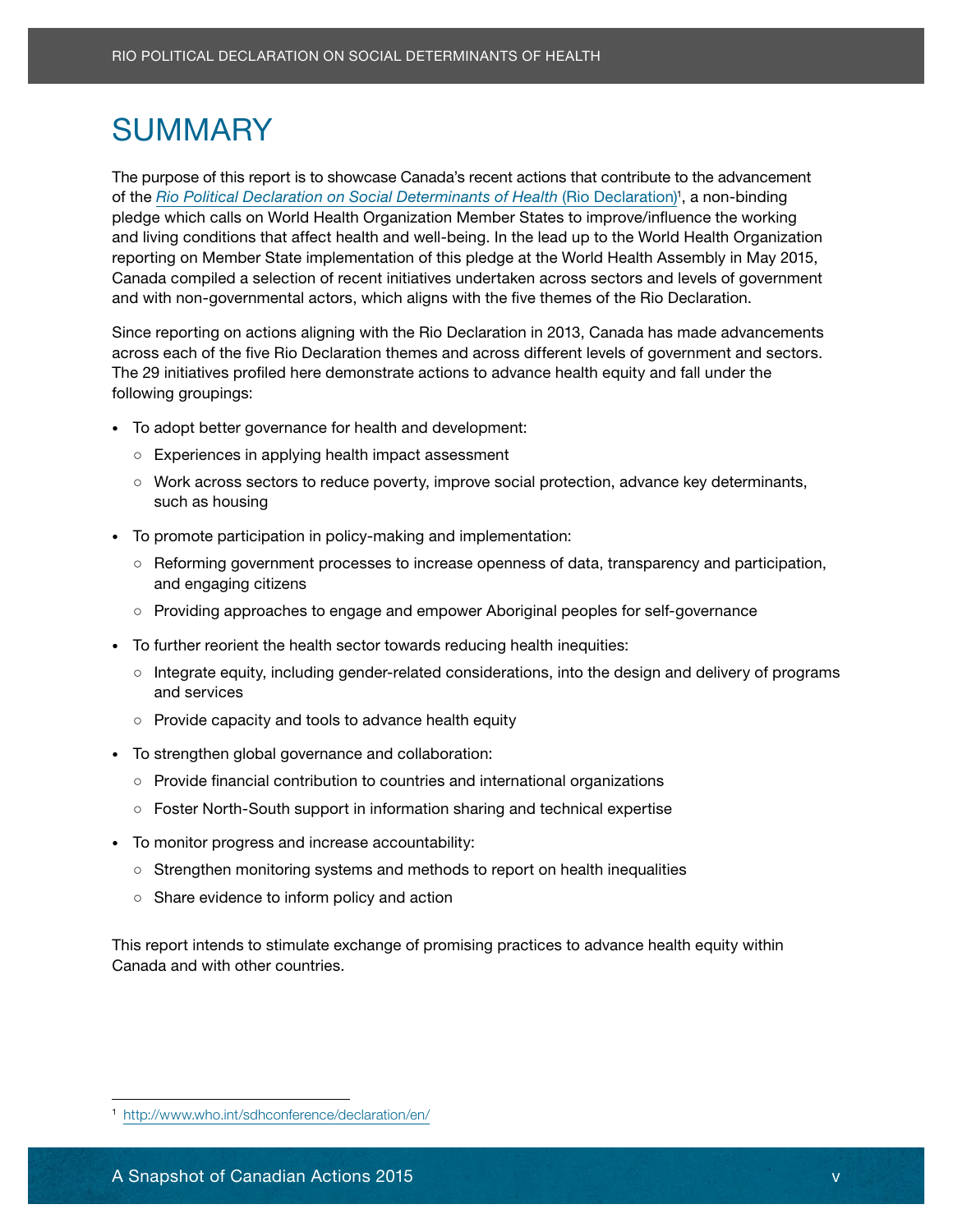# SUMMARY

The purpose of this report is to showcase Canada's recent actions that contribute to the advancement of the *Rio Political Declaration on Social Determinants of Health* (Rio Declaration)[1], a non-binding pledge which calls on World Health Organization Member States to improve/influence the working and living conditions that affect health and well-being. In the lead up to the World Health Organization reporting on Member State implementation of this pledge at the World Health Assembly in May 2015, Canada compiled a selection of recent initiatives undertaken across sectors and levels of government and with non-governmental actors, which aligns with the five themes of the Rio Declaration.

Since reporting on actions aligning with the Rio Declaration in 2013, Canada has made advancements across each of the five Rio Declaration themes and across different levels of government and sectors. The 29 initiatives profiled here demonstrate actions to advance health equity and fall under the following groupings:

- To adopt better governance for health and development:
  - Experiences in applying health impact assessment
  - Work across sectors to reduce poverty, improve social protection, advance key determinants, such as housing
- To promote participation in policy-making and implementation:
  - Reforming government processes to increase openness of data, transparency and participation, and engaging citizens
  - Providing approaches to engage and empower Aboriginal peoples for self-governance
- To further reorient the health sector towards reducing health inequities:
  - Integrate equity, including gender-related considerations, into the design and delivery of programs and services
  - Provide capacity and tools to advance health equity
- To strengthen global governance and collaboration:
  - Provide financial contribution to countries and international organizations
  - Foster North-South support in information sharing and technical expertise
- To monitor progress and increase accountability:
  - Strengthen monitoring systems and methods to report on health inequalities
  - Share evidence to inform policy and action

This report intends to stimulate exchange of promising practices to advance health equity within Canada and with other countries.

---

[1] http://www.who.int/sdhconference/declaration/en/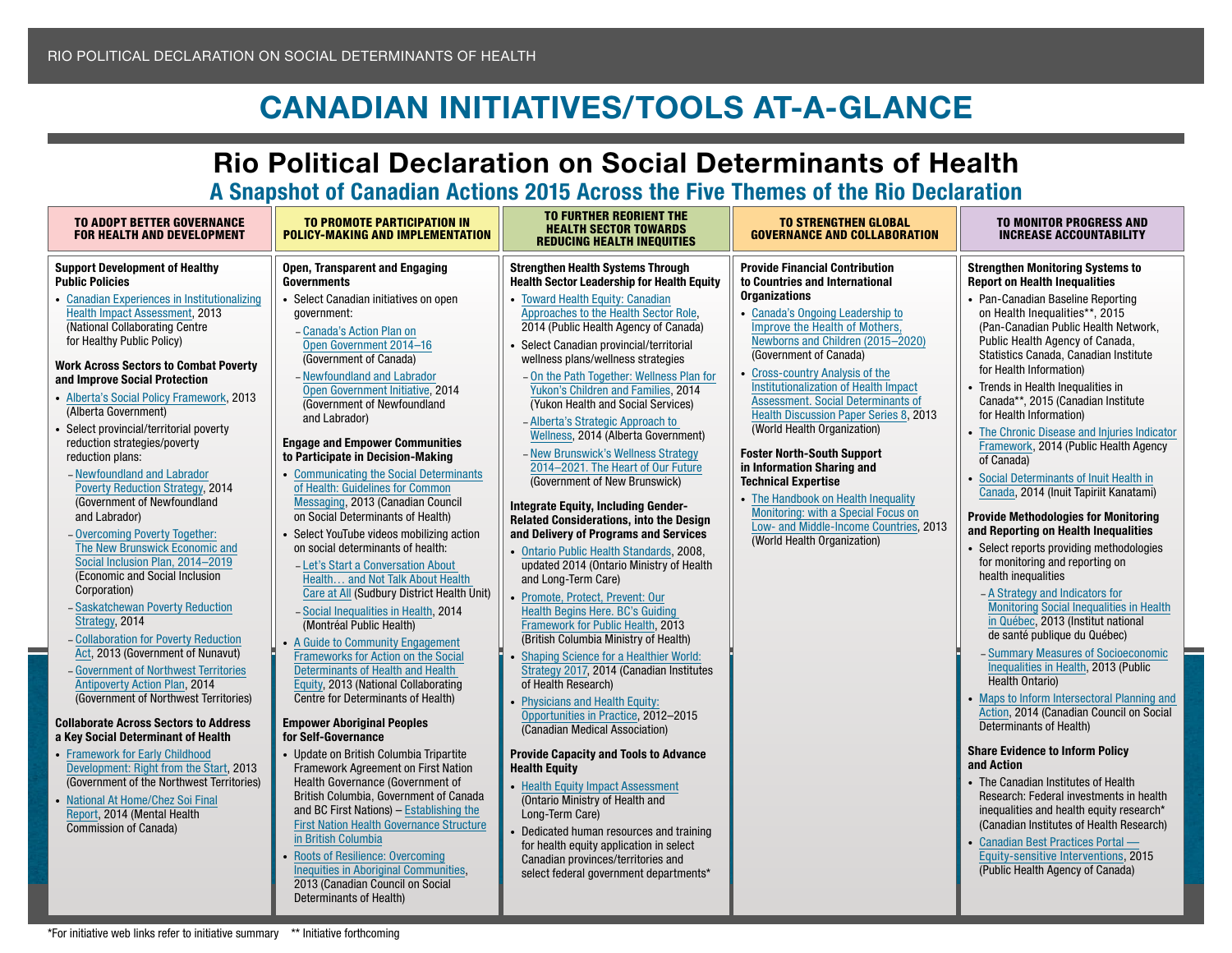RIO POLITICAL DECLARATION ON SOCIAL DETERMINANTS OF HEALTH

# CANADIAN INITIATIVES/TOOLS AT-A-GLANCE

## Rio Political Declaration on Social Determinants of Health

### A Snapshot of Canadian Actions 2015 Across the Five Themes of the Rio Declaration

## TO ADOPT BETTER GOVERNANCE FOR HEALTH AND DEVELOPMENT

**Support Development of Healthy Public Policies**

- Canadian Experiences in Institutionalizing Health Impact Assessment, 2013 (National Collaborating Centre for Healthy Public Policy)

**Work Across Sectors to Combat Poverty and Improve Social Protection**

- Alberta's Social Policy Framework, 2013 (Alberta Government)
- Select provincial/territorial poverty reduction strategies/poverty reduction plans:
  - Newfoundland and Labrador Poverty Reduction Strategy, 2014 (Government of Newfoundland and Labrador)
  - Overcoming Poverty Together: The New Brunswick Economic and Social Inclusion Plan, 2014–2019 (Economic and Social Inclusion Corporation)
  - Saskatchewan Poverty Reduction Strategy, 2014
  - Collaboration for Poverty Reduction Act, 2013 (Government of Nunavut)
  - Government of Northwest Territories Antipoverty Action Plan, 2014 (Government of Northwest Territories)

**Collaborate Across Sectors to Address a Key Social Determinant of Health**

- Framework for Early Childhood Development: Right from the Start, 2013 (Government of the Northwest Territories)
- National At Home/Chez Soi Final Report, 2014 (Mental Health Commission of Canada)

## TO PROMOTE PARTICIPATION IN POLICY-MAKING AND IMPLEMENTATION

**Open, Transparent and Engaging Governments**

- Select Canadian initiatives on open government:
  - Canada's Action Plan on Open Government 2014–16 (Government of Canada)
  - Newfoundland and Labrador Open Government Initiative, 2014 (Government of Newfoundland and Labrador)

**Engage and Empower Communities to Participate in Decision-Making**

- Communicating the Social Determinants of Health: Guidelines for Common Messaging, 2013 (Canadian Council on Social Determinants of Health)
- Select YouTube videos mobilizing action on social determinants of health:
  - Let's Start a Conversation About Health… and Not Talk About Health Care at All (Sudbury District Health Unit)
  - Social Inequalities in Health, 2014 (Montréal Public Health)
- A Guide to Community Engagement Frameworks for Action on the Social Determinants of Health and Health Equity, 2013 (National Collaborating Centre for Determinants of Health)

**Empower Aboriginal Peoples for Self-Governance**

- Update on British Columbia Tripartite Framework Agreement on First Nation Health Governance (Government of British Columbia, Government of Canada and BC First Nations) – Establishing the First Nation Health Governance Structure in British Columbia
- Roots of Resilience: Overcoming Inequities in Aboriginal Communities, 2013 (Canadian Council on Social Determinants of Health)

## TO FURTHER REORIENT THE HEALTH SECTOR TOWARDS REDUCING HEALTH INEQUITIES

**Strengthen Health Systems Through Health Sector Leadership for Health Equity**

- Toward Health Equity: Canadian Approaches to the Health Sector Role, 2014 (Public Health Agency of Canada)
- Select Canadian provincial/territorial wellness plans/wellness strategies
  - On the Path Together: Wellness Plan for Yukon's Children and Families, 2014 (Yukon Health and Social Services)
  - Alberta's Strategic Approach to Wellness, 2014 (Alberta Government)
  - New Brunswick's Wellness Strategy 2014–2021. The Heart of Our Future (Government of New Brunswick)

**Integrate Equity, Including Gender-Related Considerations, into the Design and Delivery of Programs and Services**

- Ontario Public Health Standards, 2008, updated 2014 (Ontario Ministry of Health and Long-Term Care)
- Promote, Protect, Prevent: Our Health Begins Here. BC's Guiding Framework for Public Health, 2013 (British Columbia Ministry of Health)
- Shaping Science for a Healthier World: Strategy 2017, 2014 (Canadian Institutes of Health Research)
- Physicians and Health Equity: Opportunities in Practice, 2012–2015 (Canadian Medical Association)

**Provide Capacity and Tools to Advance Health Equity**

- Health Equity Impact Assessment (Ontario Ministry of Health and Long-Term Care)
- Dedicated human resources and training for health equity application in select Canadian provinces/territories and select federal government departments*

## TO STRENGTHEN GLOBAL GOVERNANCE AND COLLABORATION

**Provide Financial Contribution to Countries and International Organizations**

- Canada's Ongoing Leadership to Improve the Health of Mothers, Newborns and Children (2015–2020) (Government of Canada)
- Cross-country Analysis of the Institutionalization of Health Impact Assessment. Social Determinants of Health Discussion Paper Series 8, 2013 (World Health Organization)

**Foster North-South Support in Information Sharing and Technical Expertise**

- The Handbook on Health Inequality Monitoring: with a Special Focus on Low- and Middle-Income Countries, 2013 (World Health Organization)

## TO MONITOR PROGRESS AND INCREASE ACCOUNTABILITY

**Strengthen Monitoring Systems to Report on Health Inequalities**

- Pan-Canadian Baseline Reporting on Health Inequalities**, 2015 (Pan-Canadian Public Health Network, Public Health Agency of Canada, Statistics Canada, Canadian Institute for Health Information)
- Trends in Health Inequalities in Canada**, 2015 (Canadian Institute for Health Information)
- The Chronic Disease and Injuries Indicator Framework, 2014 (Public Health Agency of Canada)
- Social Determinants of Inuit Health in Canada, 2014 (Inuit Tapiriit Kanatami)

**Provide Methodologies for Monitoring and Reporting on Health Inequalities**

- Select reports providing methodologies for monitoring and reporting on health inequalities
  - A Strategy and Indicators for Monitoring Social Inequalities in Health in Québec, 2013 (Institut national de santé publique du Québec)
  - Summary Measures of Socioeconomic Inequalities in Health, 2013 (Public Health Ontario)
- Maps to Inform Intersectoral Planning and Action, 2014 (Canadian Council on Social Determinants of Health)

**Share Evidence to Inform Policy and Action**

- The Canadian Institutes of Health Research: Federal investments in health inequalities and health equity research* (Canadian Institutes of Health Research)
- Canadian Best Practices Portal — Equity-sensitive Interventions, 2015 (Public Health Agency of Canada)

*For initiative web links refer to initiative summary   ** Initiative forthcoming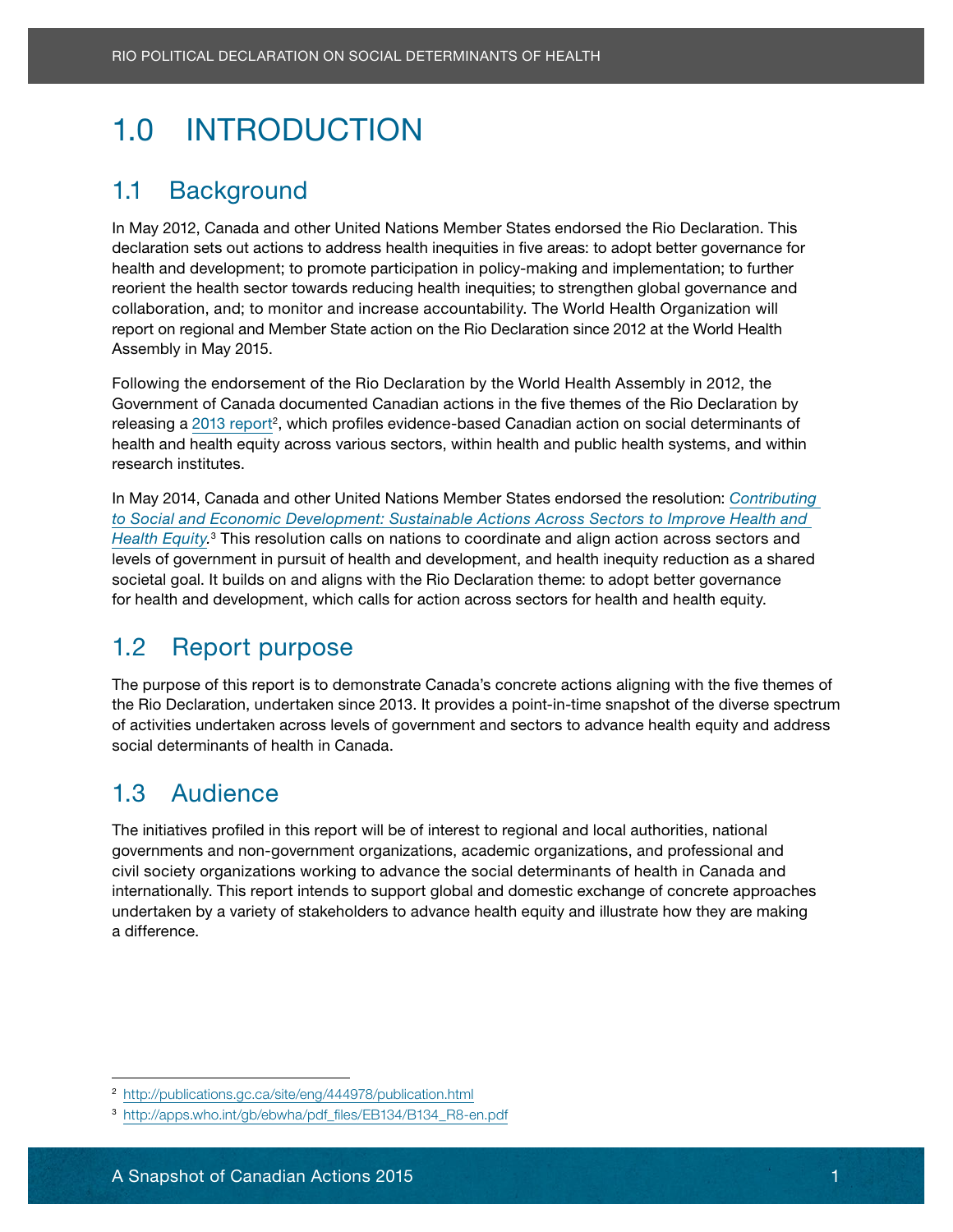# 1.0 INTRODUCTION

## 1.1 Background

In May 2012, Canada and other United Nations Member States endorsed the Rio Declaration. This declaration sets out actions to address health inequities in five areas: to adopt better governance for health and development; to promote participation in policy-making and implementation; to further reorient the health sector towards reducing health inequities; to strengthen global governance and collaboration, and; to monitor and increase accountability. The World Health Organization will report on regional and Member State action on the Rio Declaration since 2012 at the World Health Assembly in May 2015.

Following the endorsement of the Rio Declaration by the World Health Assembly in 2012, the Government of Canada documented Canadian actions in the five themes of the Rio Declaration by releasing a 2013 report[2], which profiles evidence-based Canadian action on social determinants of health and health equity across various sectors, within health and public health systems, and within research institutes.

In May 2014, Canada and other United Nations Member States endorsed the resolution: *Contributing to Social and Economic Development: Sustainable Actions Across Sectors to Improve Health and Health Equity*.[3] This resolution calls on nations to coordinate and align action across sectors and levels of government in pursuit of health and development, and health inequity reduction as a shared societal goal. It builds on and aligns with the Rio Declaration theme: to adopt better governance for health and development, which calls for action across sectors for health and health equity.

## 1.2 Report purpose

The purpose of this report is to demonstrate Canada's concrete actions aligning with the five themes of the Rio Declaration, undertaken since 2013. It provides a point-in-time snapshot of the diverse spectrum of activities undertaken across levels of government and sectors to advance health equity and address social determinants of health in Canada.

## 1.3 Audience

The initiatives profiled in this report will be of interest to regional and local authorities, national governments and non-government organizations, academic organizations, and professional and civil society organizations working to advance the social determinants of health in Canada and internationally. This report intends to support global and domestic exchange of concrete approaches undertaken by a variety of stakeholders to advance health equity and illustrate how they are making a difference.

---

[2] http://publications.gc.ca/site/eng/444978/publication.html

[3] http://apps.who.int/gb/ebwha/pdf_files/EB134/B134_R8-en.pdf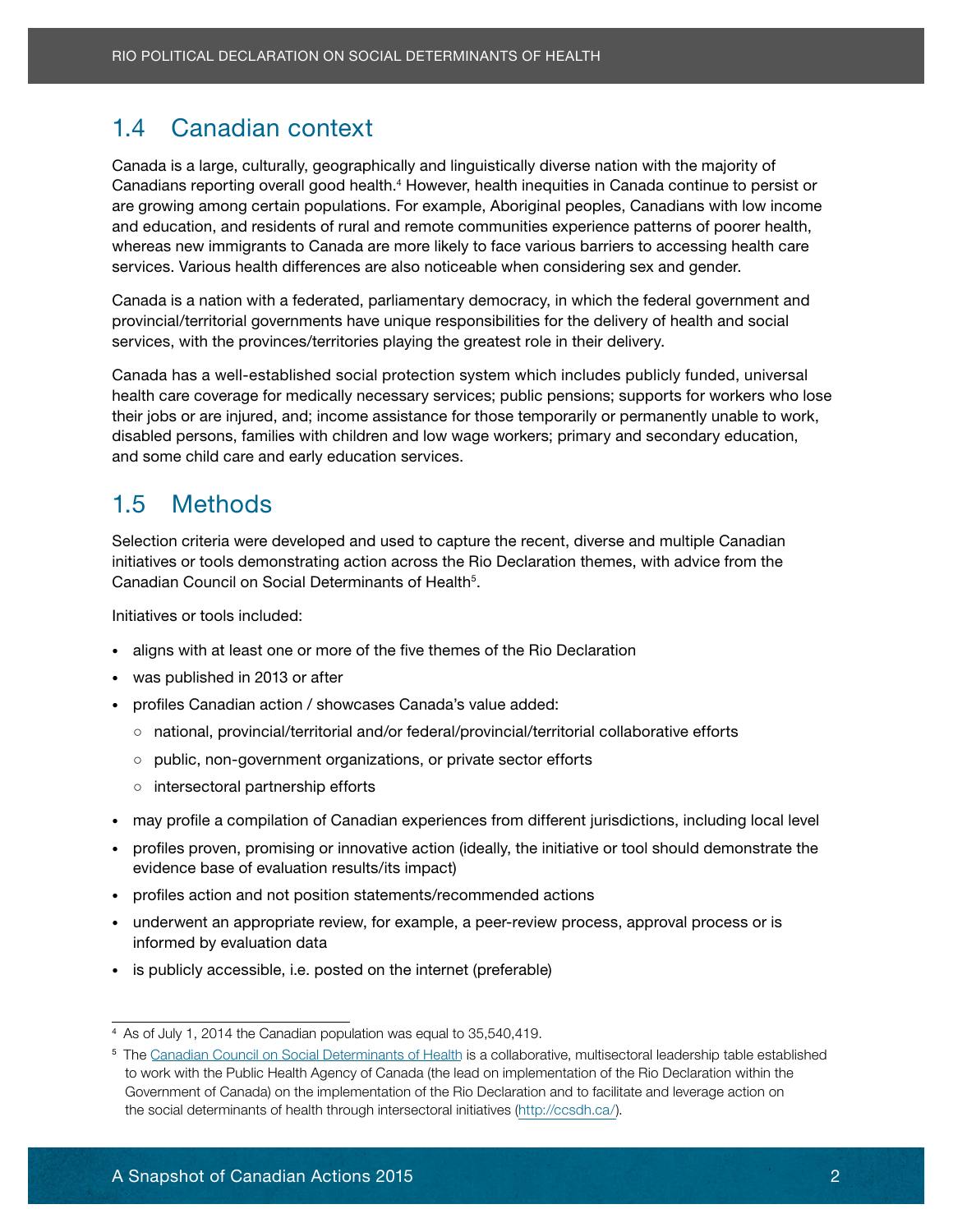## 1.4 Canadian context

Canada is a large, culturally, geographically and linguistically diverse nation with the majority of Canadians reporting overall good health.[4] However, health inequities in Canada continue to persist or are growing among certain populations. For example, Aboriginal peoples, Canadians with low income and education, and residents of rural and remote communities experience patterns of poorer health, whereas new immigrants to Canada are more likely to face various barriers to accessing health care services. Various health differences are also noticeable when considering sex and gender.

Canada is a nation with a federated, parliamentary democracy, in which the federal government and provincial/territorial governments have unique responsibilities for the delivery of health and social services, with the provinces/territories playing the greatest role in their delivery.

Canada has a well-established social protection system which includes publicly funded, universal health care coverage for medically necessary services; public pensions; supports for workers who lose their jobs or are injured, and; income assistance for those temporarily or permanently unable to work, disabled persons, families with children and low wage workers; primary and secondary education, and some child care and early education services.

## 1.5 Methods

Selection criteria were developed and used to capture the recent, diverse and multiple Canadian initiatives or tools demonstrating action across the Rio Declaration themes, with advice from the Canadian Council on Social Determinants of Health[5].

Initiatives or tools included:

- aligns with at least one or more of the five themes of the Rio Declaration
- was published in 2013 or after
- profiles Canadian action / showcases Canada's value added:
  - national, provincial/territorial and/or federal/provincial/territorial collaborative efforts
  - public, non-government organizations, or private sector efforts
  - intersectoral partnership efforts
- may profile a compilation of Canadian experiences from different jurisdictions, including local level
- profiles proven, promising or innovative action (ideally, the initiative or tool should demonstrate the evidence base of evaluation results/its impact)
- profiles action and not position statements/recommended actions
- underwent an appropriate review, for example, a peer-review process, approval process or is informed by evaluation data
- is publicly accessible, i.e. posted on the internet (preferable)

---

[4] As of July 1, 2014 the Canadian population was equal to 35,540,419.

[5] The Canadian Council on Social Determinants of Health is a collaborative, multisectoral leadership table established to work with the Public Health Agency of Canada (the lead on implementation of the Rio Declaration within the Government of Canada) on the implementation of the Rio Declaration and to facilitate and leverage action on the social determinants of health through intersectoral initiatives (http://ccsdh.ca/).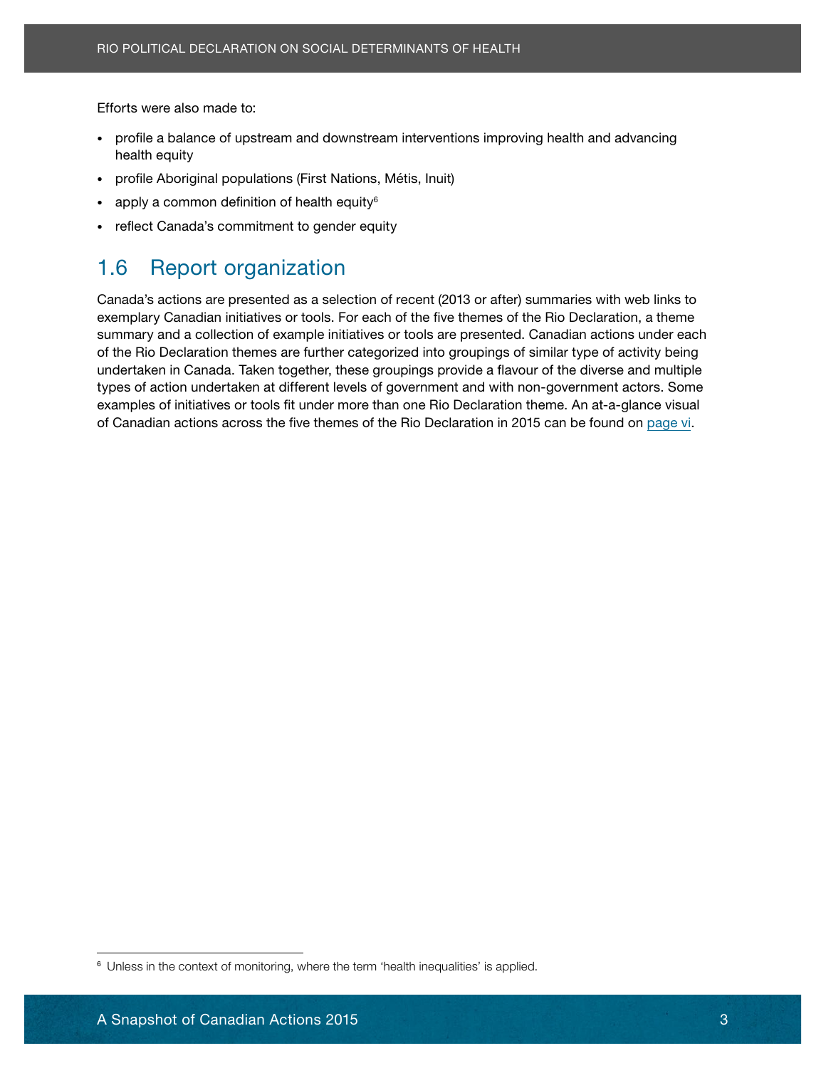Efforts were also made to:

- profile a balance of upstream and downstream interventions improving health and advancing health equity
- profile Aboriginal populations (First Nations, Métis, Inuit)
- apply a common definition of health equity[6]
- reflect Canada's commitment to gender equity

## 1.6 Report organization

Canada's actions are presented as a selection of recent (2013 or after) summaries with web links to exemplary Canadian initiatives or tools. For each of the five themes of the Rio Declaration, a theme summary and a collection of example initiatives or tools are presented. Canadian actions under each of the Rio Declaration themes are further categorized into groupings of similar type of activity being undertaken in Canada. Taken together, these groupings provide a flavour of the diverse and multiple types of action undertaken at different levels of government and with non-government actors. Some examples of initiatives or tools fit under more than one Rio Declaration theme. An at-a-glance visual of Canadian actions across the five themes of the Rio Declaration in 2015 can be found on page vi.

---

[6] Unless in the context of monitoring, where the term 'health inequalities' is applied.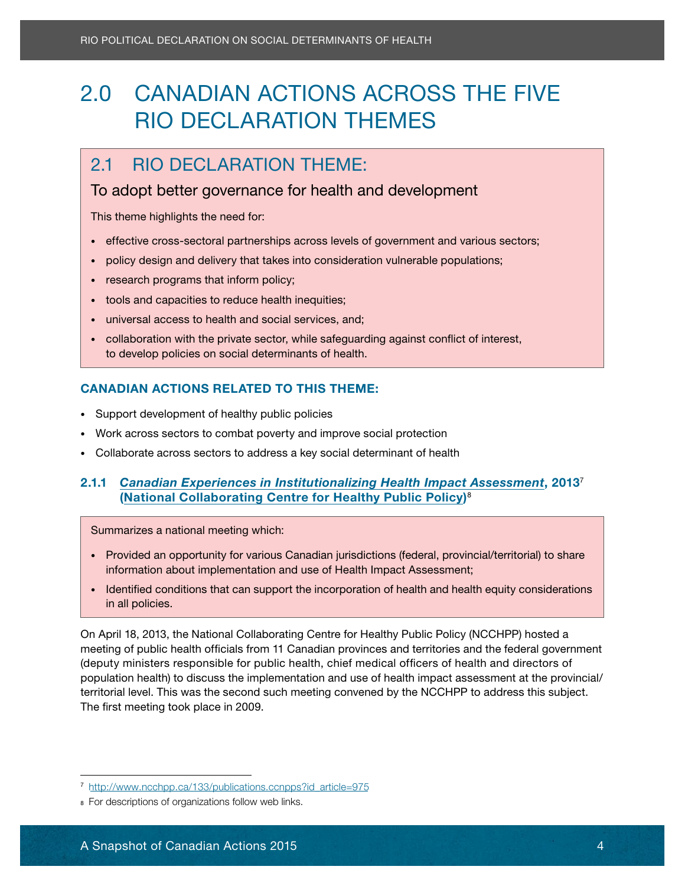# 2.0 CANADIAN ACTIONS ACROSS THE FIVE RIO DECLARATION THEMES

## 2.1 RIO DECLARATION THEME:

### To adopt better governance for health and development

This theme highlights the need for:

- effective cross-sectoral partnerships across levels of government and various sectors;
- policy design and delivery that takes into consideration vulnerable populations;
- research programs that inform policy;
- tools and capacities to reduce health inequities;
- universal access to health and social services, and;
- collaboration with the private sector, while safeguarding against conflict of interest, to develop policies on social determinants of health.

**CANADIAN ACTIONS RELATED TO THIS THEME:**

- Support development of healthy public policies
- Work across sectors to combat poverty and improve social protection
- Collaborate across sectors to address a key social determinant of health

### 2.1.1 *Canadian Experiences in Institutionalizing Health Impact Assessment*, 2013[7] (National Collaborating Centre for Healthy Public Policy)[8]

Summarizes a national meeting which:

- Provided an opportunity for various Canadian jurisdictions (federal, provincial/territorial) to share information about implementation and use of Health Impact Assessment;
- Identified conditions that can support the incorporation of health and health equity considerations in all policies.

On April 18, 2013, the National Collaborating Centre for Healthy Public Policy (NCCHPP) hosted a meeting of public health officials from 11 Canadian provinces and territories and the federal government (deputy ministers responsible for public health, chief medical officers of health and directors of population health) to discuss the implementation and use of health impact assessment at the provincial/territorial level. This was the second such meeting convened by the NCCHPP to address this subject. The first meeting took place in 2009.

---

[7] http://www.ncchpp.ca/133/publications.ccnpps?id_article=975

[8] For descriptions of organizations follow web links.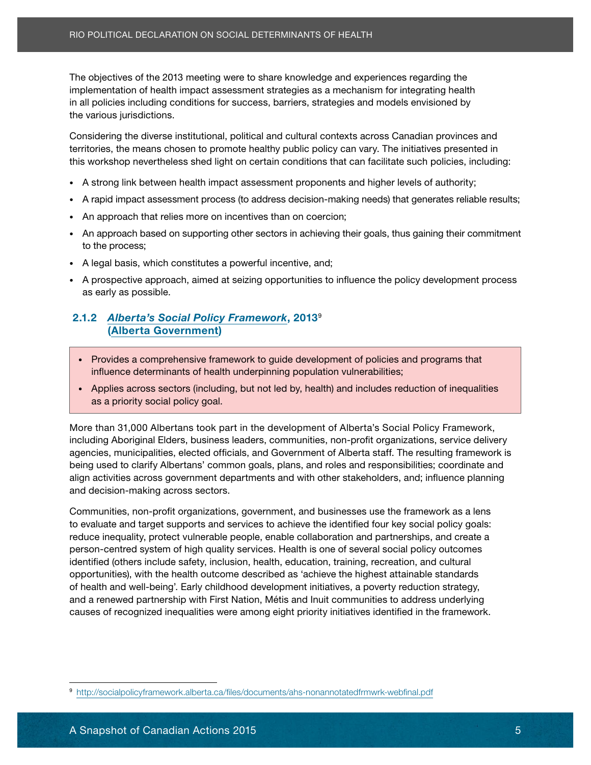The objectives of the 2013 meeting were to share knowledge and experiences regarding the implementation of health impact assessment strategies as a mechanism for integrating health in all policies including conditions for success, barriers, strategies and models envisioned by the various jurisdictions.

Considering the diverse institutional, political and cultural contexts across Canadian provinces and territories, the means chosen to promote healthy public policy can vary. The initiatives presented in this workshop nevertheless shed light on certain conditions that can facilitate such policies, including:

- A strong link between health impact assessment proponents and higher levels of authority;
- A rapid impact assessment process (to address decision-making needs) that generates reliable results;
- An approach that relies more on incentives than on coercion;
- An approach based on supporting other sectors in achieving their goals, thus gaining their commitment to the process;
- A legal basis, which constitutes a powerful incentive, and;
- A prospective approach, aimed at seizing opportunities to influence the policy development process as early as possible.

### 2.1.2 *Alberta's Social Policy Framework*, 2013[9] (Alberta Government)

- Provides a comprehensive framework to guide development of policies and programs that influence determinants of health underpinning population vulnerabilities;
- Applies across sectors (including, but not led by, health) and includes reduction of inequalities as a priority social policy goal.

More than 31,000 Albertans took part in the development of Alberta's Social Policy Framework, including Aboriginal Elders, business leaders, communities, non-profit organizations, service delivery agencies, municipalities, elected officials, and Government of Alberta staff. The resulting framework is being used to clarify Albertans' common goals, plans, and roles and responsibilities; coordinate and align activities across government departments and with other stakeholders, and; influence planning and decision-making across sectors.

Communities, non-profit organizations, government, and businesses use the framework as a lens to evaluate and target supports and services to achieve the identified four key social policy goals: reduce inequality, protect vulnerable people, enable collaboration and partnerships, and create a person-centred system of high quality services. Health is one of several social policy outcomes identified (others include safety, inclusion, health, education, training, recreation, and cultural opportunities), with the health outcome described as 'achieve the highest attainable standards of health and well-being'. Early childhood development initiatives, a poverty reduction strategy, and a renewed partnership with First Nation, Métis and Inuit communities to address underlying causes of recognized inequalities were among eight priority initiatives identified in the framework.

[9] http://socialpolicyframework.alberta.ca/files/documents/ahs-nonannotatedfrmwrk-webfinal.pdf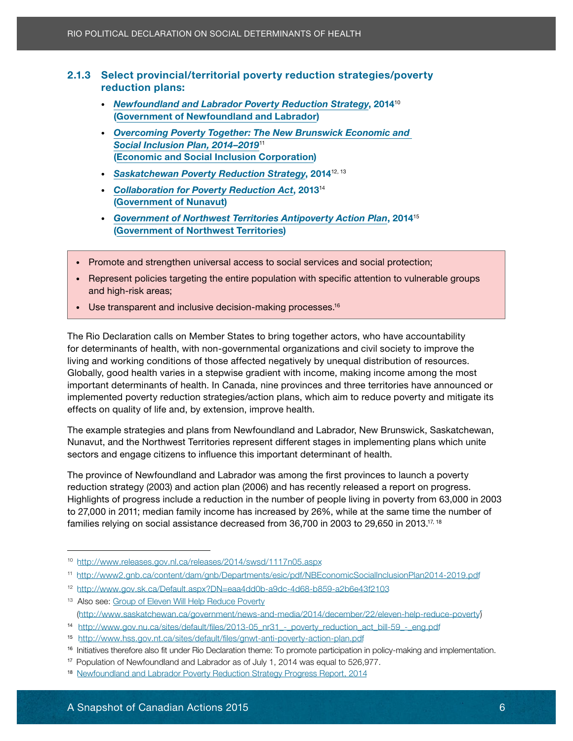### 2.1.3 Select provincial/territorial poverty reduction strategies/poverty reduction plans:

- ***Newfoundland and Labrador Poverty Reduction Strategy*, 2014**[10] **(Government of Newfoundland and Labrador)**
- ***Overcoming Poverty Together: The New Brunswick Economic and Social Inclusion Plan, 2014–2019***[11] **(Economic and Social Inclusion Corporation)**
- ***Saskatchewan Poverty Reduction Strategy*, 2014**[12, 13]
- ***Collaboration for Poverty Reduction Act*, 2013**[14] **(Government of Nunavut)**
- ***Government of Northwest Territories Antipoverty Action Plan*, 2014**[15] **(Government of Northwest Territories)**

> - Promote and strengthen universal access to social services and social protection;
> - Represent policies targeting the entire population with specific attention to vulnerable groups and high-risk areas;
> - Use transparent and inclusive decision-making processes.[16]

The Rio Declaration calls on Member States to bring together actors, who have accountability for determinants of health, with non-governmental organizations and civil society to improve the living and working conditions of those affected negatively by unequal distribution of resources. Globally, good health varies in a stepwise gradient with income, making income among the most important determinants of health. In Canada, nine provinces and three territories have announced or implemented poverty reduction strategies/action plans, which aim to reduce poverty and mitigate its effects on quality of life and, by extension, improve health.

The example strategies and plans from Newfoundland and Labrador, New Brunswick, Saskatchewan, Nunavut, and the Northwest Territories represent different stages in implementing plans which unite sectors and engage citizens to influence this important determinant of health.

The province of Newfoundland and Labrador was among the first provinces to launch a poverty reduction strategy (2003) and action plan (2006) and has recently released a report on progress. Highlights of progress include a reduction in the number of people living in poverty from 63,000 in 2003 to 27,000 in 2011; median family income has increased by 26%, while at the same time the number of families relying on social assistance decreased from 36,700 in 2003 to 29,650 in 2013.[17, 18]

---

[10] http://www.releases.gov.nl.ca/releases/2014/swsd/1117n05.aspx

[11] http://www2.gnb.ca/content/dam/gnb/Departments/esic/pdf/NBEconomicSocialInclusionPlan2014-2019.pdf

[12] http://www.gov.sk.ca/Default.aspx?DN=eaa4dd0b-a9dc-4d68-b859-a2b6e43f2103

[13] Also see: Group of Eleven Will Help Reduce Poverty (http://www.saskatchewan.ca/government/news-and-media/2014/december/22/eleven-help-reduce-poverty)

[14] http://www.gov.nu.ca/sites/default/files/2013-05_nr31_-_poverty_reduction_act_bill-59_-_eng.pdf

[15] http://www.hss.gov.nt.ca/sites/default/files/gnwt-anti-poverty-action-plan.pdf

[16] Initiatives therefore also fit under Rio Declaration theme: To promote participation in policy-making and implementation.

[17] Population of Newfoundland and Labrador as of July 1, 2014 was equal to 526,977.

[18] Newfoundland and Labrador Poverty Reduction Strategy Progress Report, 2014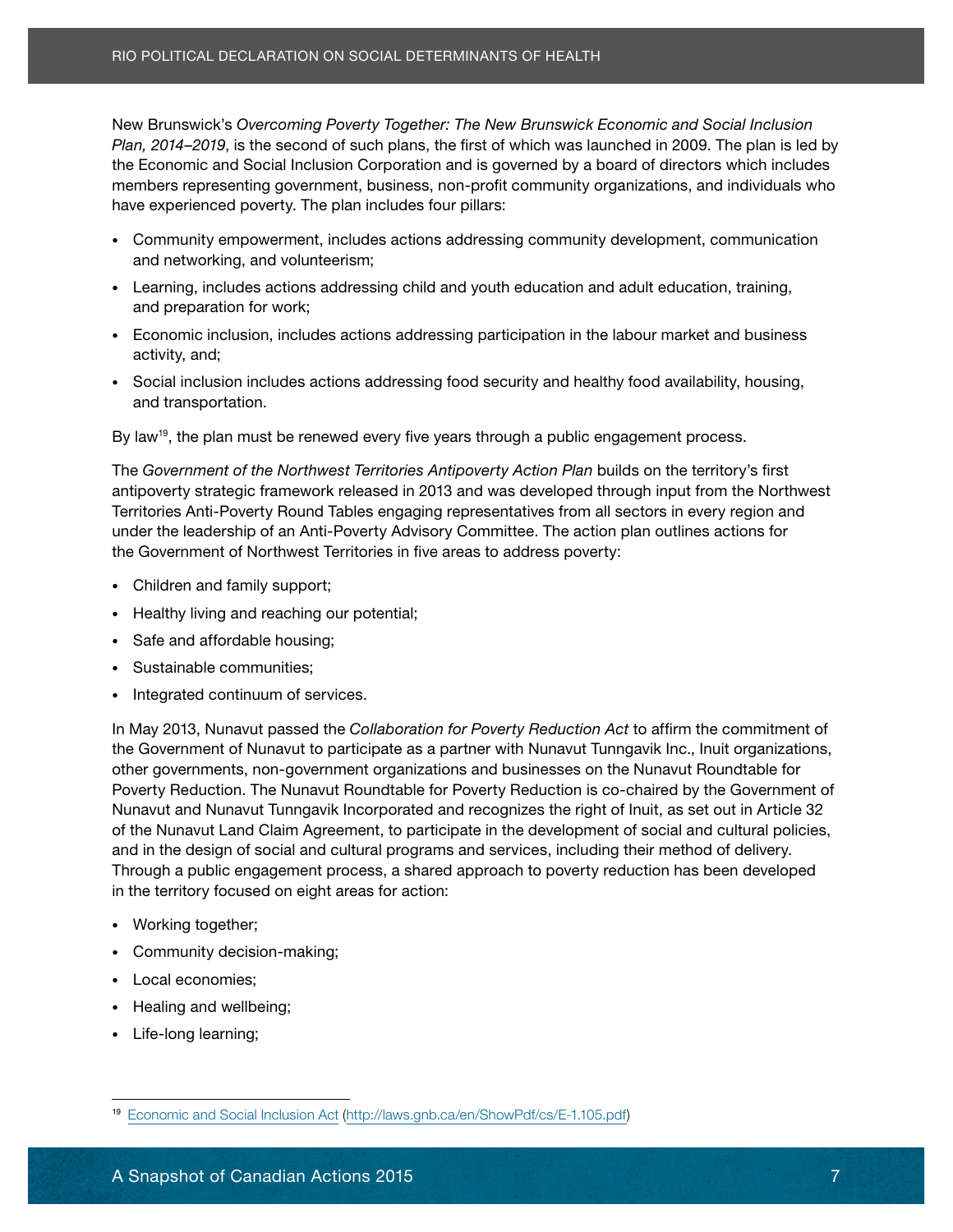New Brunswick's *Overcoming Poverty Together: The New Brunswick Economic and Social Inclusion Plan, 2014–2019*, is the second of such plans, the first of which was launched in 2009. The plan is led by the Economic and Social Inclusion Corporation and is governed by a board of directors which includes members representing government, business, non-profit community organizations, and individuals who have experienced poverty. The plan includes four pillars:

- Community empowerment, includes actions addressing community development, communication and networking, and volunteerism;
- Learning, includes actions addressing child and youth education and adult education, training, and preparation for work;
- Economic inclusion, includes actions addressing participation in the labour market and business activity, and;
- Social inclusion includes actions addressing food security and healthy food availability, housing, and transportation.

By law[19], the plan must be renewed every five years through a public engagement process.

The *Government of the Northwest Territories Antipoverty Action Plan* builds on the territory's first antipoverty strategic framework released in 2013 and was developed through input from the Northwest Territories Anti-Poverty Round Tables engaging representatives from all sectors in every region and under the leadership of an Anti-Poverty Advisory Committee. The action plan outlines actions for the Government of Northwest Territories in five areas to address poverty:

- Children and family support;
- Healthy living and reaching our potential;
- Safe and affordable housing;
- Sustainable communities;
- Integrated continuum of services.

In May 2013, Nunavut passed the *Collaboration for Poverty Reduction Act* to affirm the commitment of the Government of Nunavut to participate as a partner with Nunavut Tunngavik Inc., Inuit organizations, other governments, non-government organizations and businesses on the Nunavut Roundtable for Poverty Reduction. The Nunavut Roundtable for Poverty Reduction is co-chaired by the Government of Nunavut and Nunavut Tunngavik Incorporated and recognizes the right of Inuit, as set out in Article 32 of the Nunavut Land Claim Agreement, to participate in the development of social and cultural policies, and in the design of social and cultural programs and services, including their method of delivery. Through a public engagement process, a shared approach to poverty reduction has been developed in the territory focused on eight areas for action:

- Working together;
- Community decision-making;
- Local economies;
- Healing and wellbeing;
- Life-long learning;

[19] Economic and Social Inclusion Act (http://laws.gnb.ca/en/ShowPdf/cs/E-1.105.pdf)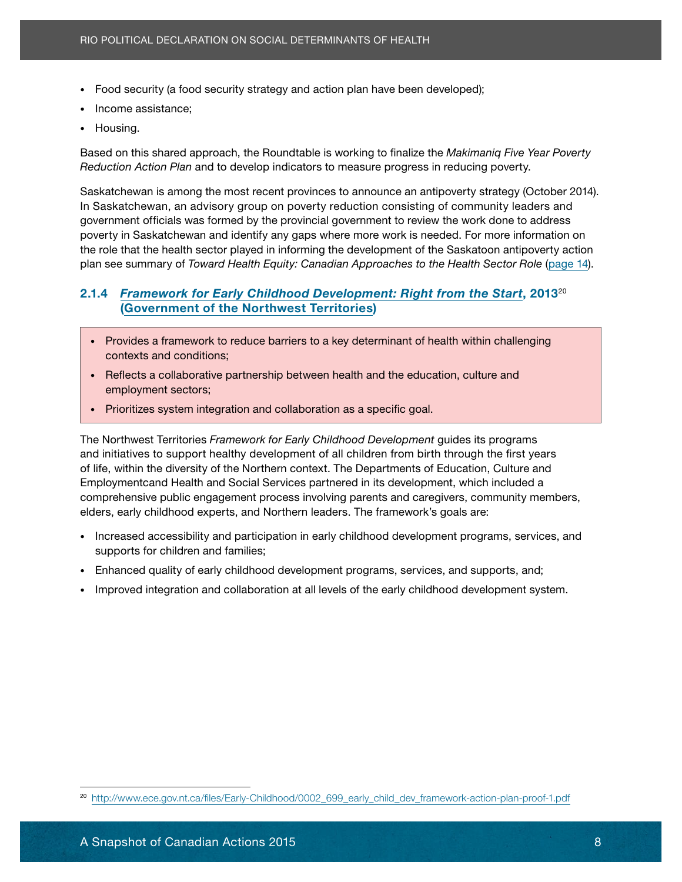- Food security (a food security strategy and action plan have been developed);
- Income assistance;
- Housing.

Based on this shared approach, the Roundtable is working to finalize the *Makimaniq Five Year Poverty Reduction Action Plan* and to develop indicators to measure progress in reducing poverty.

Saskatchewan is among the most recent provinces to announce an antipoverty strategy (October 2014). In Saskatchewan, an advisory group on poverty reduction consisting of community leaders and government officials was formed by the provincial government to review the work done to address poverty in Saskatchewan and identify any gaps where more work is needed. For more information on the role that the health sector played in informing the development of the Saskatoon antipoverty action plan see summary of *Toward Health Equity: Canadian Approaches to the Health Sector Role* (page 14).

### 2.1.4 *Framework for Early Childhood Development: Right from the Start*, 2013[20] (Government of the Northwest Territories)

- Provides a framework to reduce barriers to a key determinant of health within challenging contexts and conditions;
- Reflects a collaborative partnership between health and the education, culture and employment sectors;
- Prioritizes system integration and collaboration as a specific goal.

The Northwest Territories *Framework for Early Childhood Development* guides its programs and initiatives to support healthy development of all children from birth through the first years of life, within the diversity of the Northern context. The Departments of Education, Culture and Employmentcand Health and Social Services partnered in its development, which included a comprehensive public engagement process involving parents and caregivers, community members, elders, early childhood experts, and Northern leaders. The framework's goals are:

- Increased accessibility and participation in early childhood development programs, services, and supports for children and families;
- Enhanced quality of early childhood development programs, services, and supports, and;
- Improved integration and collaboration at all levels of the early childhood development system.

[20] http://www.ece.gov.nt.ca/files/Early-Childhood/0002_699_early_child_dev_framework-action-plan-proof-1.pdf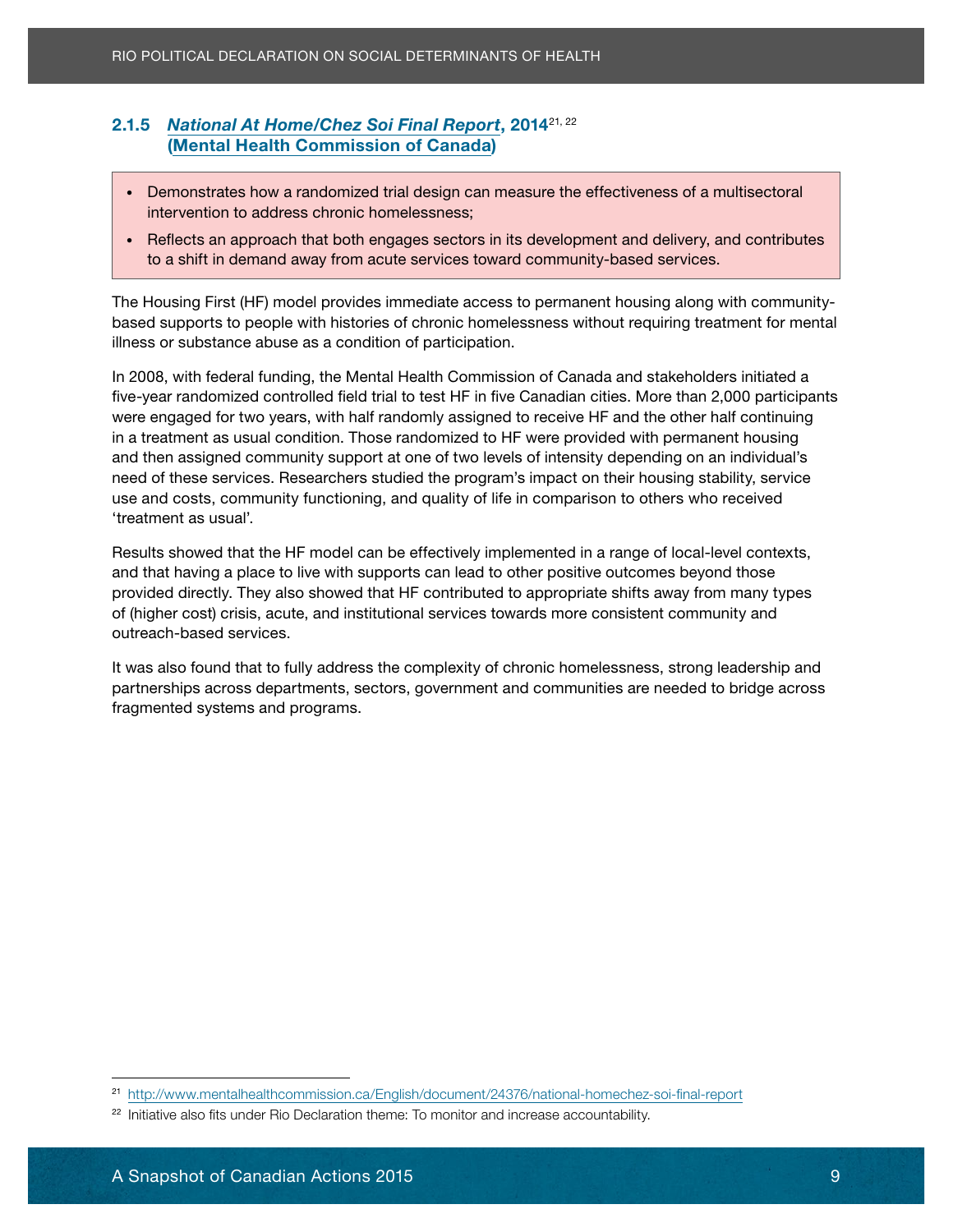### 2.1.5 *National At Home/Chez Soi Final Report*, 2014[21, 22] (Mental Health Commission of Canada)

- Demonstrates how a randomized trial design can measure the effectiveness of a multisectoral intervention to address chronic homelessness;
- Reflects an approach that both engages sectors in its development and delivery, and contributes to a shift in demand away from acute services toward community-based services.

The Housing First (HF) model provides immediate access to permanent housing along with community-based supports to people with histories of chronic homelessness without requiring treatment for mental illness or substance abuse as a condition of participation.

In 2008, with federal funding, the Mental Health Commission of Canada and stakeholders initiated a five-year randomized controlled field trial to test HF in five Canadian cities. More than 2,000 participants were engaged for two years, with half randomly assigned to receive HF and the other half continuing in a treatment as usual condition. Those randomized to HF were provided with permanent housing and then assigned community support at one of two levels of intensity depending on an individual's need of these services. Researchers studied the program's impact on their housing stability, service use and costs, community functioning, and quality of life in comparison to others who received 'treatment as usual'.

Results showed that the HF model can be effectively implemented in a range of local-level contexts, and that having a place to live with supports can lead to other positive outcomes beyond those provided directly. They also showed that HF contributed to appropriate shifts away from many types of (higher cost) crisis, acute, and institutional services towards more consistent community and outreach-based services.

It was also found that to fully address the complexity of chronic homelessness, strong leadership and partnerships across departments, sectors, government and communities are needed to bridge across fragmented systems and programs.

---

[21] http://www.mentalhealthcommission.ca/English/document/24376/national-homechez-soi-final-report

[22] Initiative also fits under Rio Declaration theme: To monitor and increase accountability.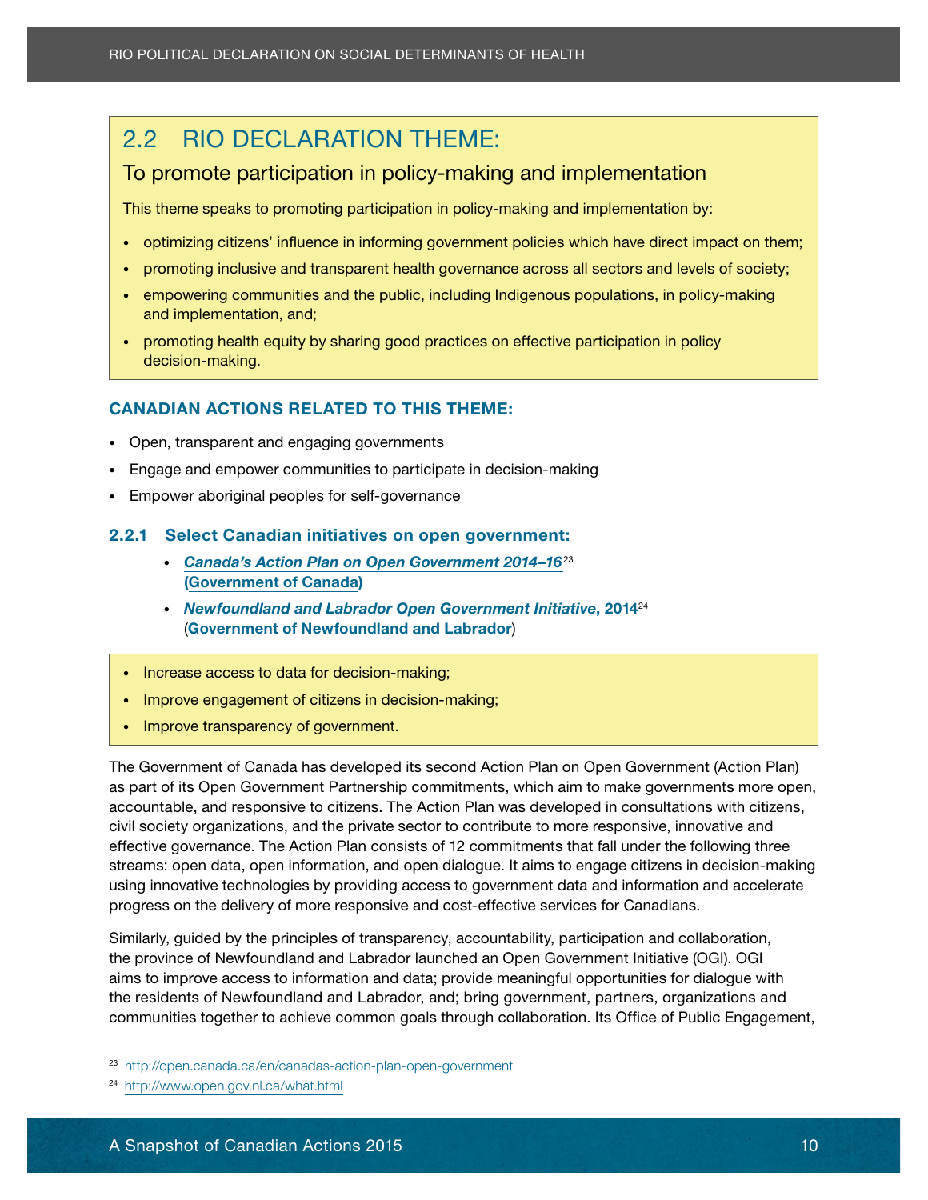## 2.2 RIO DECLARATION THEME:

### To promote participation in policy-making and implementation

This theme speaks to promoting participation in policy-making and implementation by:

- optimizing citizens' influence in informing government policies which have direct impact on them;
- promoting inclusive and transparent health governance across all sectors and levels of society;
- empowering communities and the public, including Indigenous populations, in policy-making and implementation, and;
- promoting health equity by sharing good practices on effective participation in policy decision-making.

**CANADIAN ACTIONS RELATED TO THIS THEME:**

- Open, transparent and engaging governments
- Engage and empower communities to participate in decision-making
- Empower aboriginal peoples for self-governance

### 2.2.1 Select Canadian initiatives on open government:

- ***Canada's Action Plan on Open Government 2014–16***[23] **(Government of Canada)**
- ***Newfoundland and Labrador Open Government Initiative*, 2014**[24] **(Government of Newfoundland and Labrador)**

- Increase access to data for decision-making;
- Improve engagement of citizens in decision-making;
- Improve transparency of government.

The Government of Canada has developed its second Action Plan on Open Government (Action Plan) as part of its Open Government Partnership commitments, which aim to make governments more open, accountable, and responsive to citizens. The Action Plan was developed in consultations with citizens, civil society organizations, and the private sector to contribute to more responsive, innovative and effective governance. The Action Plan consists of 12 commitments that fall under the following three streams: open data, open information, and open dialogue. It aims to engage citizens in decision-making using innovative technologies by providing access to government data and information and accelerate progress on the delivery of more responsive and cost-effective services for Canadians.

Similarly, guided by the principles of transparency, accountability, participation and collaboration, the province of Newfoundland and Labrador launched an Open Government Initiative (OGI). OGI aims to improve access to information and data; provide meaningful opportunities for dialogue with the residents of Newfoundland and Labrador, and; bring government, partners, organizations and communities together to achieve common goals through collaboration. Its Office of Public Engagement,

[23] http://open.canada.ca/en/canadas-action-plan-open-government

[24] http://www.open.gov.nl.ca/what.html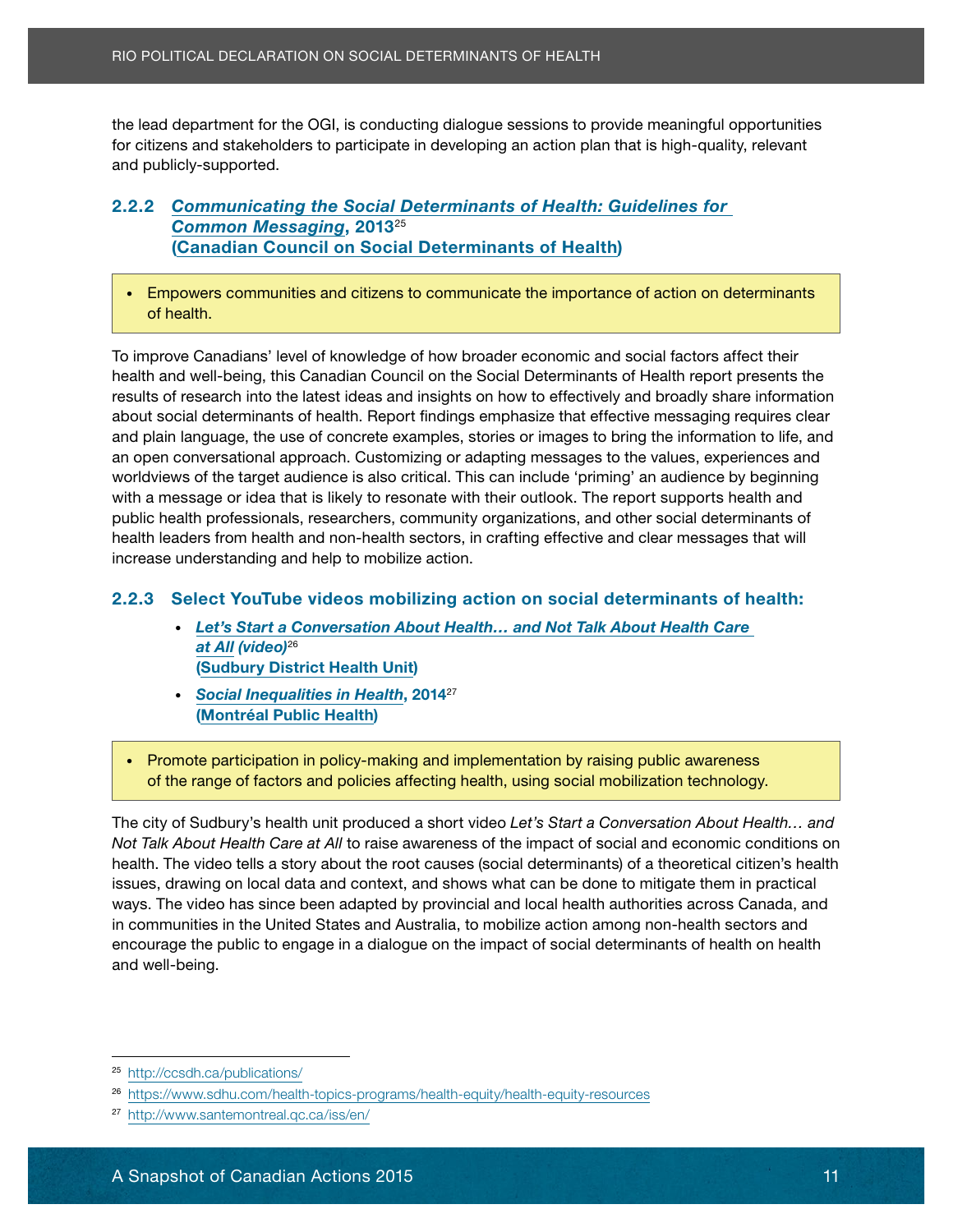the lead department for the OGI, is conducting dialogue sessions to provide meaningful opportunities for citizens and stakeholders to participate in developing an action plan that is high-quality, relevant and publicly-supported.

### 2.2.2 *Communicating the Social Determinants of Health: Guidelines for Common Messaging*, 2013[25] (Canadian Council on Social Determinants of Health)

- Empowers communities and citizens to communicate the importance of action on determinants of health.

To improve Canadians' level of knowledge of how broader economic and social factors affect their health and well-being, this Canadian Council on the Social Determinants of Health report presents the results of research into the latest ideas and insights on how to effectively and broadly share information about social determinants of health. Report findings emphasize that effective messaging requires clear and plain language, the use of concrete examples, stories or images to bring the information to life, and an open conversational approach. Customizing or adapting messages to the values, experiences and worldviews of the target audience is also critical. This can include 'priming' an audience by beginning with a message or idea that is likely to resonate with their outlook. The report supports health and public health professionals, researchers, community organizations, and other social determinants of health leaders from health and non-health sectors, in crafting effective and clear messages that will increase understanding and help to mobilize action.

### 2.2.3 Select YouTube videos mobilizing action on social determinants of health:

- ***Let's Start a Conversation About Health… and Not Talk About Health Care at All (video)***[26] **(Sudbury District Health Unit)**
- ***Social Inequalities in Health*, 2014**[27] **(Montréal Public Health)**

- Promote participation in policy-making and implementation by raising public awareness of the range of factors and policies affecting health, using social mobilization technology.

The city of Sudbury's health unit produced a short video *Let's Start a Conversation About Health… and Not Talk About Health Care at All* to raise awareness of the impact of social and economic conditions on health. The video tells a story about the root causes (social determinants) of a theoretical citizen's health issues, drawing on local data and context, and shows what can be done to mitigate them in practical ways. The video has since been adapted by provincial and local health authorities across Canada, and in communities in the United States and Australia, to mobilize action among non-health sectors and encourage the public to engage in a dialogue on the impact of social determinants of health on health and well-being.

---

[25] http://ccsdh.ca/publications/

[26] https://www.sdhu.com/health-topics-programs/health-equity/health-equity-resources

[27] http://www.santemontreal.qc.ca/iss/en/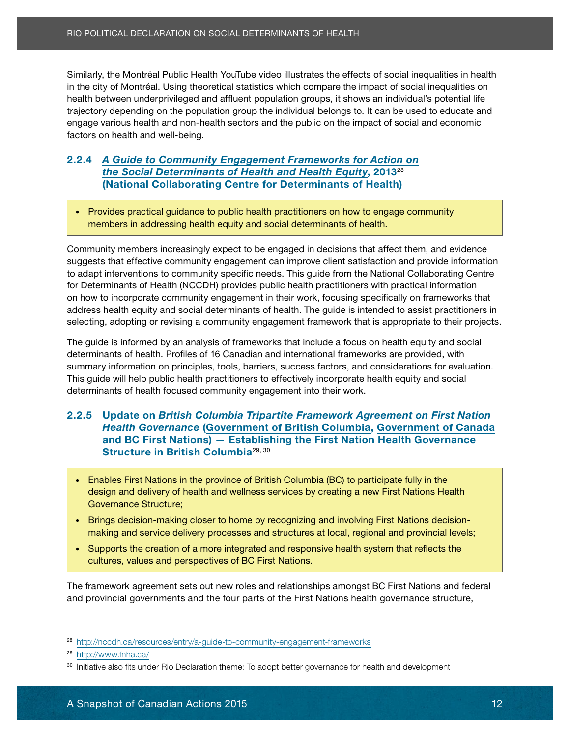Similarly, the Montréal Public Health YouTube video illustrates the effects of social inequalities in health in the city of Montréal. Using theoretical statistics which compare the impact of social inequalities on health between underprivileged and affluent population groups, it shows an individual's potential life trajectory depending on the population group the individual belongs to. It can be used to educate and engage various health and non-health sectors and the public on the impact of social and economic factors on health and well-being.

### 2.2.4 *A Guide to Community Engagement Frameworks for Action on the Social Determinants of Health and Health Equity*, 2013[28] (National Collaborating Centre for Determinants of Health)

- Provides practical guidance to public health practitioners on how to engage community members in addressing health equity and social determinants of health.

Community members increasingly expect to be engaged in decisions that affect them, and evidence suggests that effective community engagement can improve client satisfaction and provide information to adapt interventions to community specific needs. This guide from the National Collaborating Centre for Determinants of Health (NCCDH) provides public health practitioners with practical information on how to incorporate community engagement in their work, focusing specifically on frameworks that address health equity and social determinants of health. The guide is intended to assist practitioners in selecting, adopting or revising a community engagement framework that is appropriate to their projects.

The guide is informed by an analysis of frameworks that include a focus on health equity and social determinants of health. Profiles of 16 Canadian and international frameworks are provided, with summary information on principles, tools, barriers, success factors, and considerations for evaluation. This guide will help public health practitioners to effectively incorporate health equity and social determinants of health focused community engagement into their work.

### 2.2.5 Update on *British Columbia Tripartite Framework Agreement on First Nation Health Governance* (Government of British Columbia, Government of Canada and BC First Nations) — Establishing the First Nation Health Governance Structure in British Columbia[29, 30]

- Enables First Nations in the province of British Columbia (BC) to participate fully in the design and delivery of health and wellness services by creating a new First Nations Health Governance Structure;
- Brings decision-making closer to home by recognizing and involving First Nations decision-making and service delivery processes and structures at local, regional and provincial levels;
- Supports the creation of a more integrated and responsive health system that reflects the cultures, values and perspectives of BC First Nations.

The framework agreement sets out new roles and relationships amongst BC First Nations and federal and provincial governments and the four parts of the First Nations health governance structure,

[28] http://nccdh.ca/resources/entry/a-guide-to-community-engagement-frameworks

[29] http://www.fnha.ca/

[30] Initiative also fits under Rio Declaration theme: To adopt better governance for health and development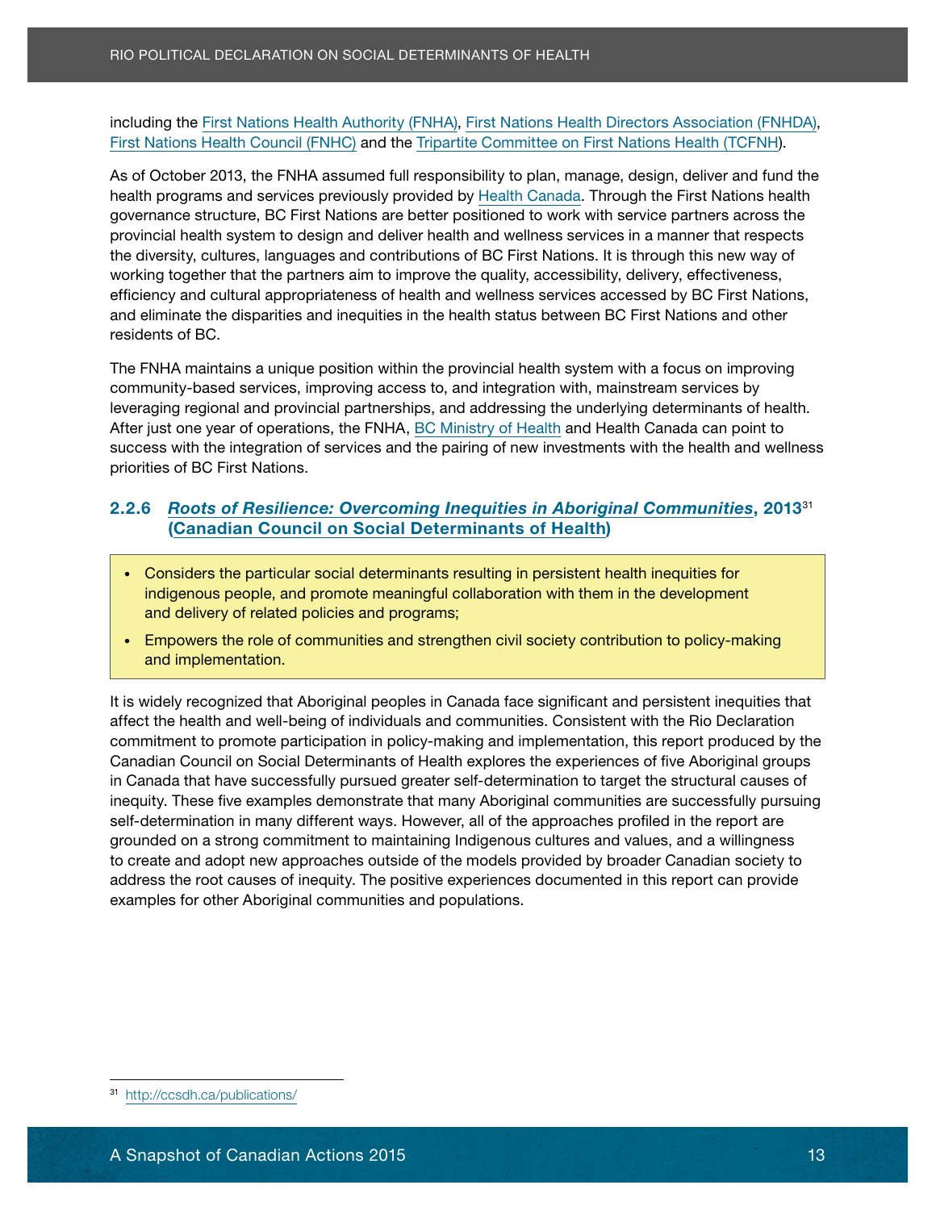including the First Nations Health Authority (FNHA), First Nations Health Directors Association (FNHDA), First Nations Health Council (FNHC) and the Tripartite Committee on First Nations Health (TCFNH).

As of October 2013, the FNHA assumed full responsibility to plan, manage, design, deliver and fund the health programs and services previously provided by Health Canada. Through the First Nations health governance structure, BC First Nations are better positioned to work with service partners across the provincial health system to design and deliver health and wellness services in a manner that respects the diversity, cultures, languages and contributions of BC First Nations. It is through this new way of working together that the partners aim to improve the quality, accessibility, delivery, effectiveness, efficiency and cultural appropriateness of health and wellness services accessed by BC First Nations, and eliminate the disparities and inequities in the health status between BC First Nations and other residents of BC.

The FNHA maintains a unique position within the provincial health system with a focus on improving community-based services, improving access to, and integration with, mainstream services by leveraging regional and provincial partnerships, and addressing the underlying determinants of health. After just one year of operations, the FNHA, BC Ministry of Health and Health Canada can point to success with the integration of services and the pairing of new investments with the health and wellness priorities of BC First Nations.

### 2.2.6 *Roots of Resilience: Overcoming Inequities in Aboriginal Communities*, 2013[31] (Canadian Council on Social Determinants of Health)

- Considers the particular social determinants resulting in persistent health inequities for indigenous people, and promote meaningful collaboration with them in the development and delivery of related policies and programs;
- Empowers the role of communities and strengthen civil society contribution to policy-making and implementation.

It is widely recognized that Aboriginal peoples in Canada face significant and persistent inequities that affect the health and well-being of individuals and communities. Consistent with the Rio Declaration commitment to promote participation in policy-making and implementation, this report produced by the Canadian Council on Social Determinants of Health explores the experiences of five Aboriginal groups in Canada that have successfully pursued greater self-determination to target the structural causes of inequity. These five examples demonstrate that many Aboriginal communities are successfully pursuing self-determination in many different ways. However, all of the approaches profiled in the report are grounded on a strong commitment to maintaining Indigenous cultures and values, and a willingness to create and adopt new approaches outside of the models provided by broader Canadian society to address the root causes of inequity. The positive experiences documented in this report can provide examples for other Aboriginal communities and populations.

---

[31] http://ccsdh.ca/publications/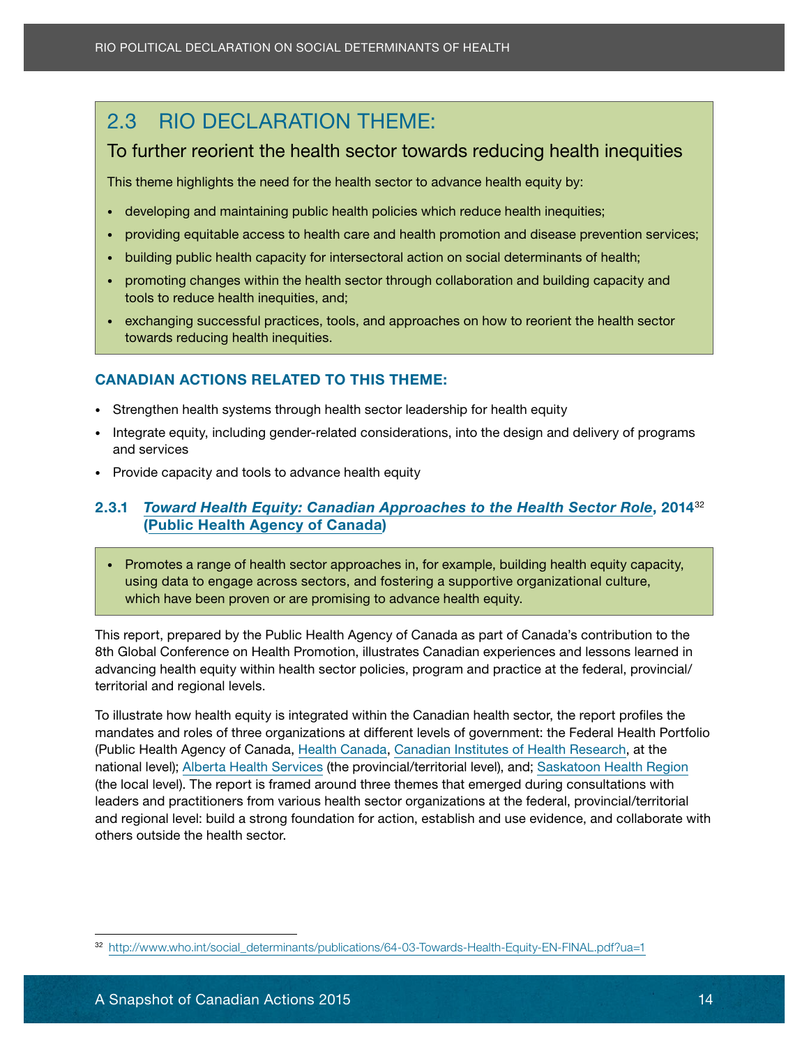## 2.3 RIO DECLARATION THEME:

### To further reorient the health sector towards reducing health inequities

This theme highlights the need for the health sector to advance health equity by:

- developing and maintaining public health policies which reduce health inequities;
- providing equitable access to health care and health promotion and disease prevention services;
- building public health capacity for intersectoral action on social determinants of health;
- promoting changes within the health sector through collaboration and building capacity and tools to reduce health inequities, and;
- exchanging successful practices, tools, and approaches on how to reorient the health sector towards reducing health inequities.

### CANADIAN ACTIONS RELATED TO THIS THEME:

- Strengthen health systems through health sector leadership for health equity
- Integrate equity, including gender-related considerations, into the design and delivery of programs and services
- Provide capacity and tools to advance health equity

### 2.3.1 *Toward Health Equity: Canadian Approaches to the Health Sector Role*, 2014[32] (Public Health Agency of Canada)

- Promotes a range of health sector approaches in, for example, building health equity capacity, using data to engage across sectors, and fostering a supportive organizational culture, which have been proven or are promising to advance health equity.

This report, prepared by the Public Health Agency of Canada as part of Canada's contribution to the 8th Global Conference on Health Promotion, illustrates Canadian experiences and lessons learned in advancing health equity within health sector policies, program and practice at the federal, provincial/territorial and regional levels.

To illustrate how health equity is integrated within the Canadian health sector, the report profiles the mandates and roles of three organizations at different levels of government: the Federal Health Portfolio (Public Health Agency of Canada, Health Canada, Canadian Institutes of Health Research, at the national level); Alberta Health Services (the provincial/territorial level), and; Saskatoon Health Region (the local level). The report is framed around three themes that emerged during consultations with leaders and practitioners from various health sector organizations at the federal, provincial/territorial and regional level: build a strong foundation for action, establish and use evidence, and collaborate with others outside the health sector.

---

[32] http://www.who.int/social_determinants/publications/64-03-Towards-Health-Equity-EN-FINAL.pdf?ua=1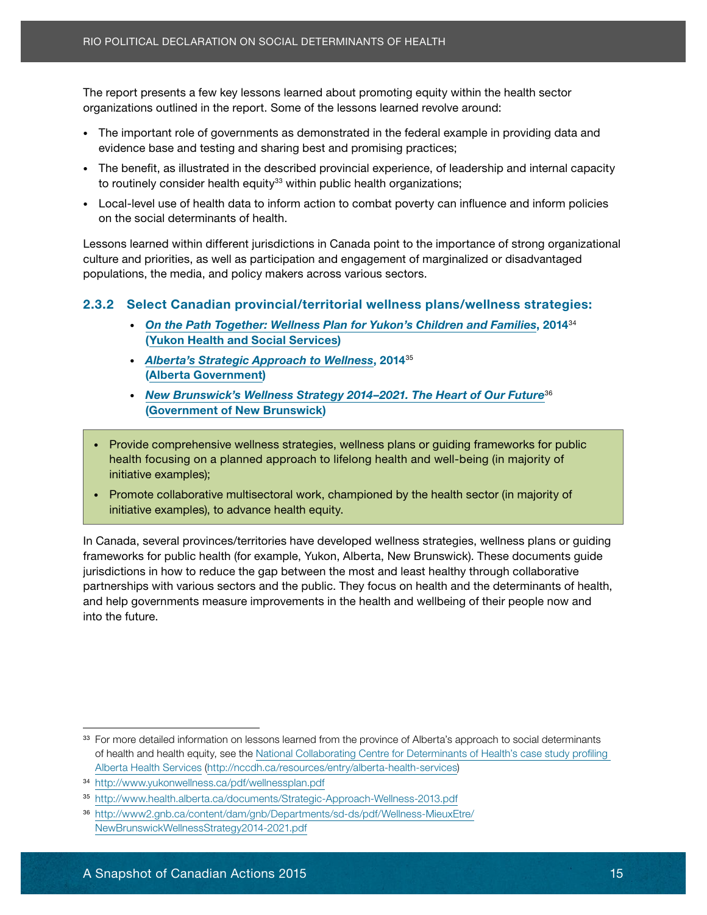The report presents a few key lessons learned about promoting equity within the health sector organizations outlined in the report. Some of the lessons learned revolve around:

- The important role of governments as demonstrated in the federal example in providing data and evidence base and testing and sharing best and promising practices;
- The benefit, as illustrated in the described provincial experience, of leadership and internal capacity to routinely consider health equity[33] within public health organizations;
- Local-level use of health data to inform action to combat poverty can influence and inform policies on the social determinants of health.

Lessons learned within different jurisdictions in Canada point to the importance of strong organizational culture and priorities, as well as participation and engagement of marginalized or disadvantaged populations, the media, and policy makers across various sectors.

### 2.3.2 Select Canadian provincial/territorial wellness plans/wellness strategies:

- ***On the Path Together: Wellness Plan for Yukon's Children and Families*, 2014**[34] **(Yukon Health and Social Services)**
- ***Alberta's Strategic Approach to Wellness*, 2014**[35] **(Alberta Government)**
- ***New Brunswick's Wellness Strategy 2014–2021. The Heart of Our Future***[36] **(Government of New Brunswick)**

> - Provide comprehensive wellness strategies, wellness plans or guiding frameworks for public health focusing on a planned approach to lifelong health and well-being (in majority of initiative examples);
> - Promote collaborative multisectoral work, championed by the health sector (in majority of initiative examples), to advance health equity.

In Canada, several provinces/territories have developed wellness strategies, wellness plans or guiding frameworks for public health (for example, Yukon, Alberta, New Brunswick). These documents guide jurisdictions in how to reduce the gap between the most and least healthy through collaborative partnerships with various sectors and the public. They focus on health and the determinants of health, and help governments measure improvements in the health and wellbeing of their people now and into the future.

---

[33] For more detailed information on lessons learned from the province of Alberta's approach to social determinants of health and health equity, see the National Collaborating Centre for Determinants of Health's case study profiling Alberta Health Services (http://nccdh.ca/resources/entry/alberta-health-services)

[34] http://www.yukonwellness.ca/pdf/wellnessplan.pdf

[35] http://www.health.alberta.ca/documents/Strategic-Approach-Wellness-2013.pdf

[36] http://www2.gnb.ca/content/dam/gnb/Departments/sd-ds/pdf/Wellness-MieuxEtre/NewBrunswickWellnessStrategy2014-2021.pdf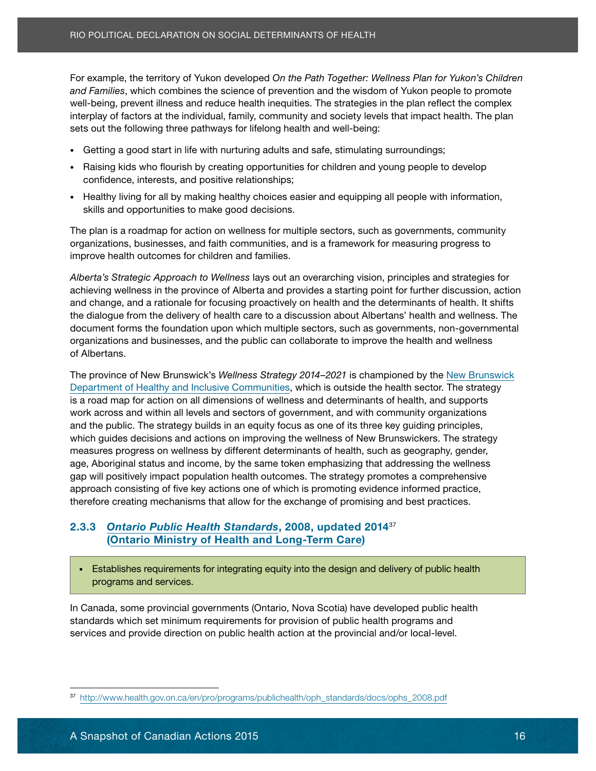For example, the territory of Yukon developed *On the Path Together: Wellness Plan for Yukon's Children and Families*, which combines the science of prevention and the wisdom of Yukon people to promote well-being, prevent illness and reduce health inequities. The strategies in the plan reflect the complex interplay of factors at the individual, family, community and society levels that impact health. The plan sets out the following three pathways for lifelong health and well-being:

- Getting a good start in life with nurturing adults and safe, stimulating surroundings;
- Raising kids who flourish by creating opportunities for children and young people to develop confidence, interests, and positive relationships;
- Healthy living for all by making healthy choices easier and equipping all people with information, skills and opportunities to make good decisions.

The plan is a roadmap for action on wellness for multiple sectors, such as governments, community organizations, businesses, and faith communities, and is a framework for measuring progress to improve health outcomes for children and families.

*Alberta's Strategic Approach to Wellness* lays out an overarching vision, principles and strategies for achieving wellness in the province of Alberta and provides a starting point for further discussion, action and change, and a rationale for focusing proactively on health and the determinants of health. It shifts the dialogue from the delivery of health care to a discussion about Albertans' health and wellness. The document forms the foundation upon which multiple sectors, such as governments, non-governmental organizations and businesses, and the public can collaborate to improve the health and wellness of Albertans.

The province of New Brunswick's *Wellness Strategy 2014–2021* is championed by the New Brunswick Department of Healthy and Inclusive Communities, which is outside the health sector. The strategy is a road map for action on all dimensions of wellness and determinants of health, and supports work across and within all levels and sectors of government, and with community organizations and the public. The strategy builds in an equity focus as one of its three key guiding principles, which guides decisions and actions on improving the wellness of New Brunswickers. The strategy measures progress on wellness by different determinants of health, such as geography, gender, age, Aboriginal status and income, by the same token emphasizing that addressing the wellness gap will positively impact population health outcomes. The strategy promotes a comprehensive approach consisting of five key actions one of which is promoting evidence informed practice, therefore creating mechanisms that allow for the exchange of promising and best practices.

### 2.3.3 *Ontario Public Health Standards*, 2008, updated 2014[37] (Ontario Ministry of Health and Long-Term Care)

- Establishes requirements for integrating equity into the design and delivery of public health programs and services.

In Canada, some provincial governments (Ontario, Nova Scotia) have developed public health standards which set minimum requirements for provision of public health programs and services and provide direction on public health action at the provincial and/or local-level.

[37] http://www.health.gov.on.ca/en/pro/programs/publichealth/oph_standards/docs/ops_2008.pdf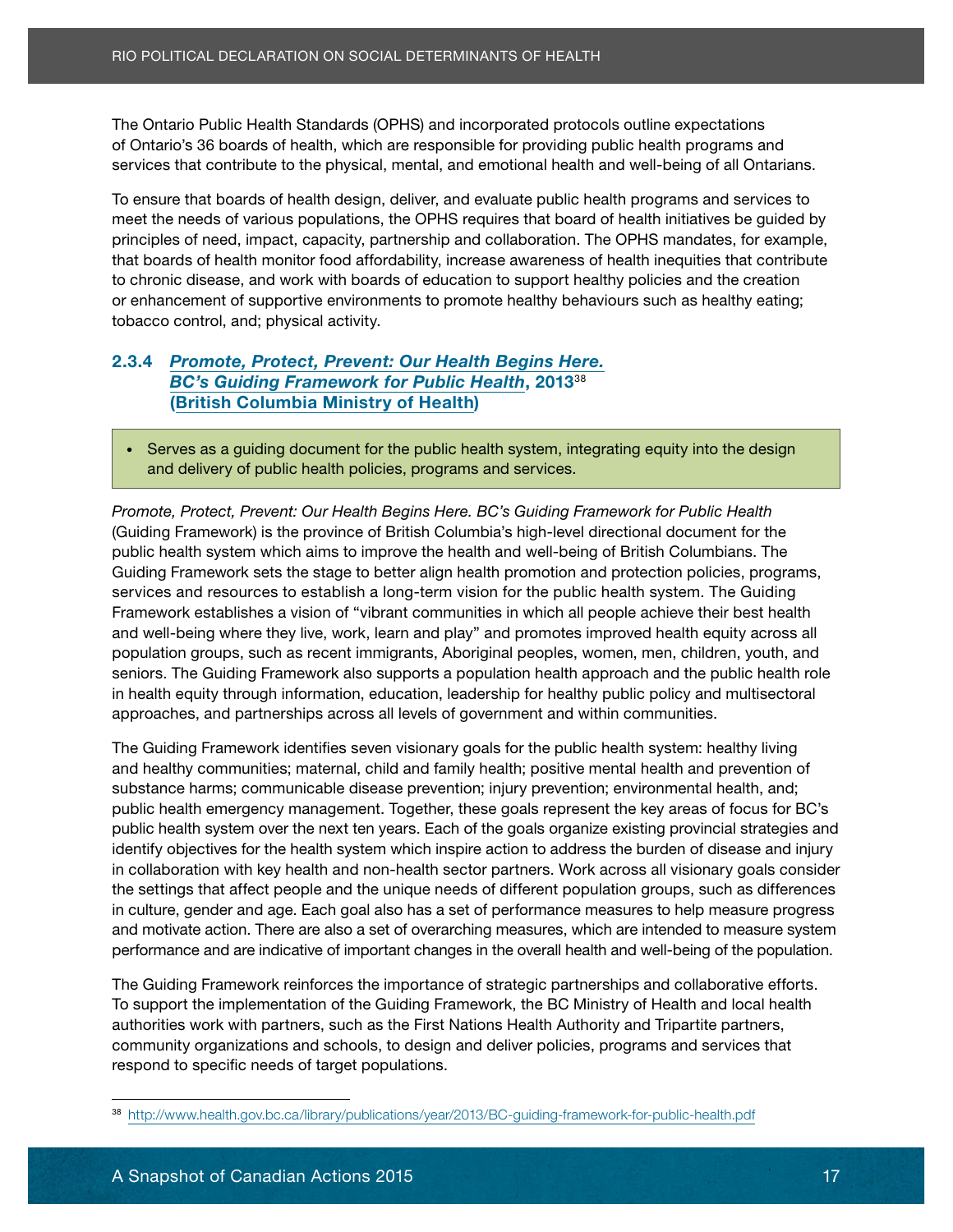The Ontario Public Health Standards (OPHS) and incorporated protocols outline expectations of Ontario's 36 boards of health, which are responsible for providing public health programs and services that contribute to the physical, mental, and emotional health and well-being of all Ontarians.

To ensure that boards of health design, deliver, and evaluate public health programs and services to meet the needs of various populations, the OPHS requires that board of health initiatives be guided by principles of need, impact, capacity, partnership and collaboration. The OPHS mandates, for example, that boards of health monitor food affordability, increase awareness of health inequities that contribute to chronic disease, and work with boards of education to support healthy policies and the creation or enhancement of supportive environments to promote healthy behaviours such as healthy eating; tobacco control, and; physical activity.

### 2.3.4 *Promote, Protect, Prevent: Our Health Begins Here. BC's Guiding Framework for Public Health*, 2013[38] (British Columbia Ministry of Health)

- Serves as a guiding document for the public health system, integrating equity into the design and delivery of public health policies, programs and services.

*Promote, Protect, Prevent: Our Health Begins Here. BC's Guiding Framework for Public Health* (Guiding Framework) is the province of British Columbia's high-level directional document for the public health system which aims to improve the health and well-being of British Columbians. The Guiding Framework sets the stage to better align health promotion and protection policies, programs, services and resources to establish a long-term vision for the public health system. The Guiding Framework establishes a vision of "vibrant communities in which all people achieve their best health and well-being where they live, work, learn and play" and promotes improved health equity across all population groups, such as recent immigrants, Aboriginal peoples, women, men, children, youth, and seniors. The Guiding Framework also supports a population health approach and the public health role in health equity through information, education, leadership for healthy public policy and multisectoral approaches, and partnerships across all levels of government and within communities.

The Guiding Framework identifies seven visionary goals for the public health system: healthy living and healthy communities; maternal, child and family health; positive mental health and prevention of substance harms; communicable disease prevention; injury prevention; environmental health, and; public health emergency management. Together, these goals represent the key areas of focus for BC's public health system over the next ten years. Each of the goals organize existing provincial strategies and identify objectives for the health system which inspire action to address the burden of disease and injury in collaboration with key health and non-health sector partners. Work across all visionary goals consider the settings that affect people and the unique needs of different population groups, such as differences in culture, gender and age. Each goal also has a set of performance measures to help measure progress and motivate action. There are also a set of overarching measures, which are intended to measure system performance and are indicative of important changes in the overall health and well-being of the population.

The Guiding Framework reinforces the importance of strategic partnerships and collaborative efforts. To support the implementation of the Guiding Framework, the BC Ministry of Health and local health authorities work with partners, such as the First Nations Health Authority and Tripartite partners, community organizations and schools, to design and deliver policies, programs and services that respond to specific needs of target populations.

---

[38] http://www.health.gov.bc.ca/library/publications/year/2013/BC-guiding-framework-for-public-health.pdf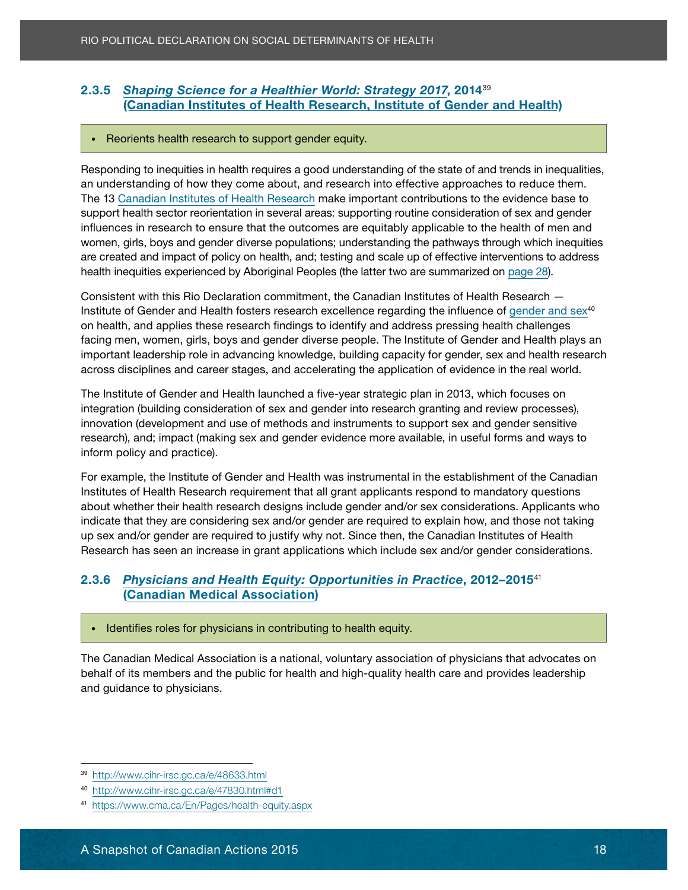### 2.3.5 *Shaping Science for a Healthier World: Strategy 2017*, 2014[39] (Canadian Institutes of Health Research, Institute of Gender and Health)

- Reorients health research to support gender equity.

Responding to inequities in health requires a good understanding of the state of and trends in inequalities, an understanding of how they come about, and research into effective approaches to reduce them. The 13 Canadian Institutes of Health Research make important contributions to the evidence base to support health sector reorientation in several areas: supporting routine consideration of sex and gender influences in research to ensure that the outcomes are equitably applicable to the health of men and women, girls, boys and gender diverse populations; understanding the pathways through which inequities are created and impact of policy on health, and; testing and scale up of effective interventions to address health inequities experienced by Aboriginal Peoples (the latter two are summarized on page 28).

Consistent with this Rio Declaration commitment, the Canadian Institutes of Health Research — Institute of Gender and Health fosters research excellence regarding the influence of gender and sex[40] on health, and applies these research findings to identify and address pressing health challenges facing men, women, girls, boys and gender diverse people. The Institute of Gender and Health plays an important leadership role in advancing knowledge, building capacity for gender, sex and health research across disciplines and career stages, and accelerating the application of evidence in the real world.

The Institute of Gender and Health launched a five-year strategic plan in 2013, which focuses on integration (building consideration of sex and gender into research granting and review processes), innovation (development and use of methods and instruments to support sex and gender sensitive research), and; impact (making sex and gender evidence more available, in useful forms and ways to inform policy and practice).

For example, the Institute of Gender and Health was instrumental in the establishment of the Canadian Institutes of Health Research requirement that all grant applicants respond to mandatory questions about whether their health research designs include gender and/or sex considerations. Applicants who indicate that they are considering sex and/or gender are required to explain how, and those not taking up sex and/or gender are required to justify why not. Since then, the Canadian Institutes of Health Research has seen an increase in grant applications which include sex and/or gender considerations.

### 2.3.6 *Physicians and Health Equity: Opportunities in Practice*, 2012–2015[41] (Canadian Medical Association)

- Identifies roles for physicians in contributing to health equity.

The Canadian Medical Association is a national, voluntary association of physicians that advocates on behalf of its members and the public for health and high-quality health care and provides leadership and guidance to physicians.

---

[39] http://www.cihr-irsc.gc.ca/e/48633.html

[40] http://www.cihr-irsc.gc.ca/e/47830.html#d1

[41] https://www.cma.ca/En/Pages/health-equity.aspx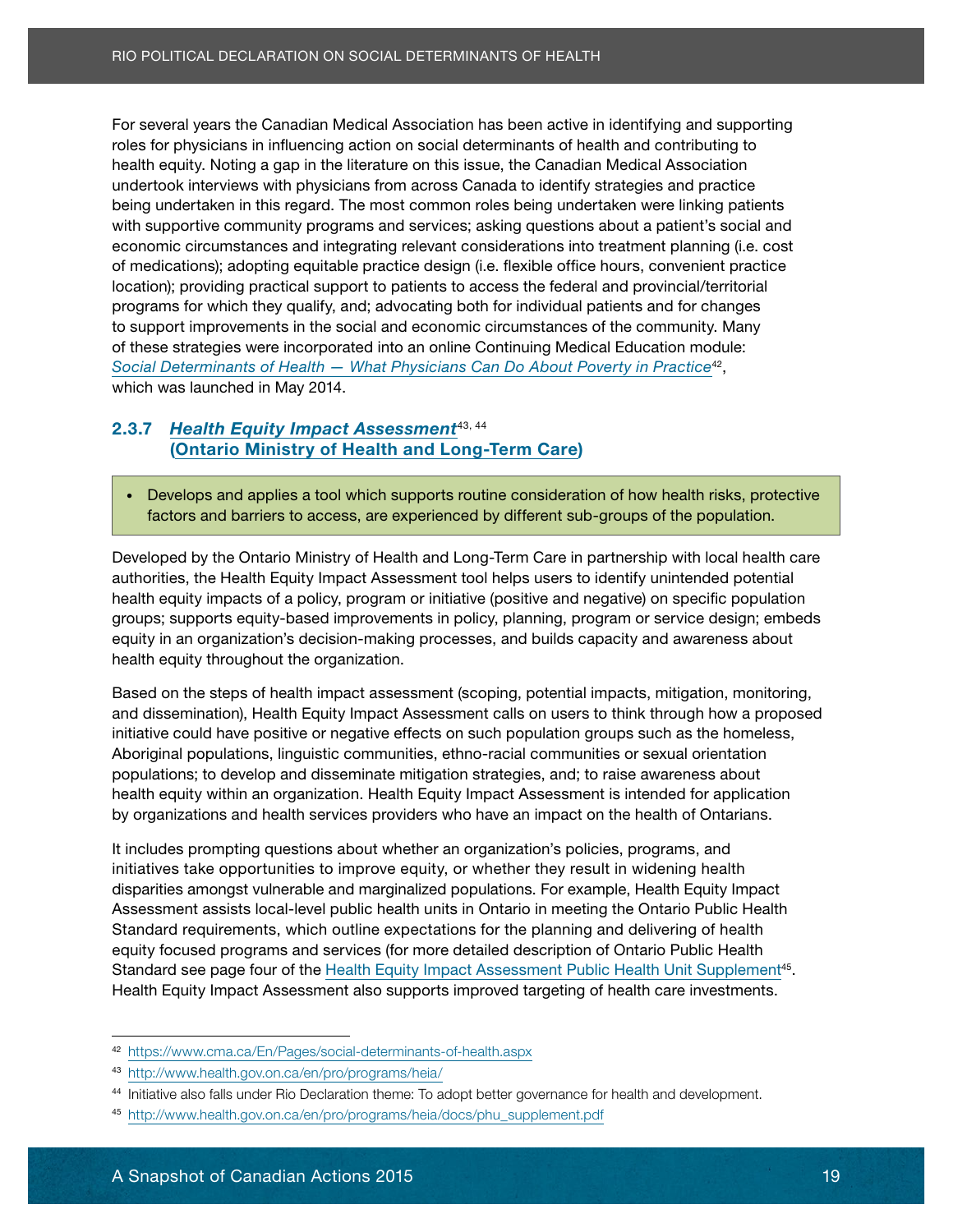For several years the Canadian Medical Association has been active in identifying and supporting roles for physicians in influencing action on social determinants of health and contributing to health equity. Noting a gap in the literature on this issue, the Canadian Medical Association undertook interviews with physicians from across Canada to identify strategies and practice being undertaken in this regard. The most common roles being undertaken were linking patients with supportive community programs and services; asking questions about a patient's social and economic circumstances and integrating relevant considerations into treatment planning (i.e. cost of medications); adopting equitable practice design (i.e. flexible office hours, convenient practice location); providing practical support to patients to access the federal and provincial/territorial programs for which they qualify, and; advocating both for individual patients and for changes to support improvements in the social and economic circumstances of the community. Many of these strategies were incorporated into an online Continuing Medical Education module: *Social Determinants of Health — What Physicians Can Do About Poverty in Practice*[42], which was launched in May 2014.

### 2.3.7 *Health Equity Impact Assessment*[43, 44] (Ontario Ministry of Health and Long-Term Care)

- Develops and applies a tool which supports routine consideration of how health risks, protective factors and barriers to access, are experienced by different sub-groups of the population.

Developed by the Ontario Ministry of Health and Long-Term Care in partnership with local health care authorities, the Health Equity Impact Assessment tool helps users to identify unintended potential health equity impacts of a policy, program or initiative (positive and negative) on specific population groups; supports equity-based improvements in policy, planning, program or service design; embeds equity in an organization's decision-making processes, and builds capacity and awareness about health equity throughout the organization.

Based on the steps of health impact assessment (scoping, potential impacts, mitigation, monitoring, and dissemination), Health Equity Impact Assessment calls on users to think through how a proposed initiative could have positive or negative effects on such population groups such as the homeless, Aboriginal populations, linguistic communities, ethno-racial communities or sexual orientation populations; to develop and disseminate mitigation strategies, and; to raise awareness about health equity within an organization. Health Equity Impact Assessment is intended for application by organizations and health services providers who have an impact on the health of Ontarians.

It includes prompting questions about whether an organization's policies, programs, and initiatives take opportunities to improve equity, or whether they result in widening health disparities amongst vulnerable and marginalized populations. For example, Health Equity Impact Assessment assists local-level public health units in Ontario in meeting the Ontario Public Health Standard requirements, which outline expectations for the planning and delivering of health equity focused programs and services (for more detailed description of Ontario Public Health Standard see page four of the Health Equity Impact Assessment Public Health Unit Supplement[45]. Health Equity Impact Assessment also supports improved targeting of health care investments.

---

[42] https://www.cma.ca/En/Pages/social-determinants-of-health.aspx

[43] http://www.health.gov.on.ca/en/pro/programs/heia/

[44] Initiative also falls under Rio Declaration theme: To adopt better governance for health and development.

[45] http://www.health.gov.on.ca/en/pro/programs/heia/docs/phu_supplement.pdf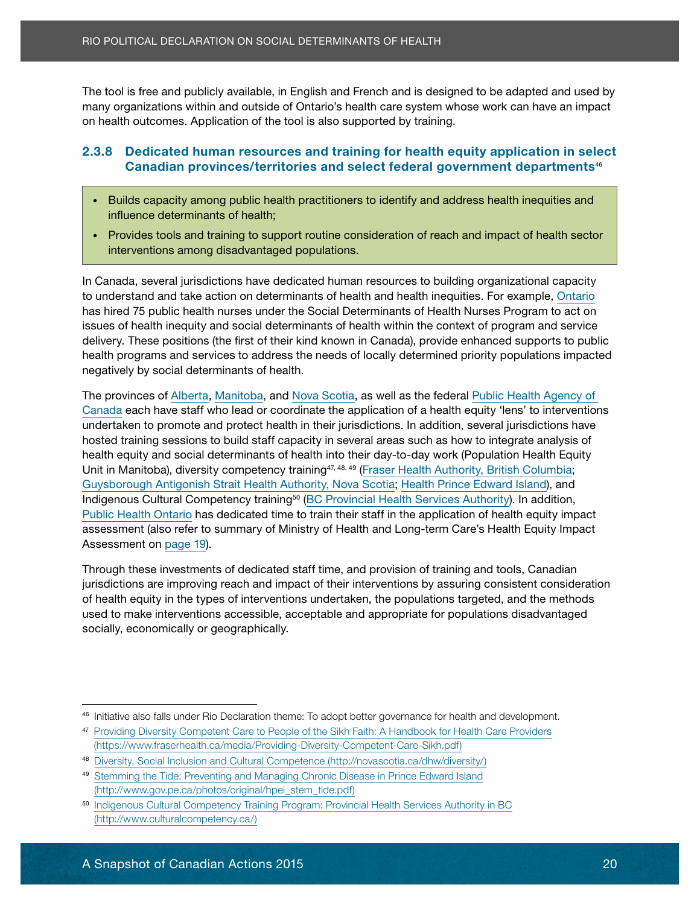The tool is free and publicly available, in English and French and is designed to be adapted and used by many organizations within and outside of Ontario's health care system whose work can have an impact on health outcomes. Application of the tool is also supported by training.

### 2.3.8 Dedicated human resources and training for health equity application in select Canadian provinces/territories and select federal government departments[46]

- Builds capacity among public health practitioners to identify and address health inequities and influence determinants of health;
- Provides tools and training to support routine consideration of reach and impact of health sector interventions among disadvantaged populations.

In Canada, several jurisdictions have dedicated human resources to building organizational capacity to understand and take action on determinants of health and health inequities. For example, Ontario has hired 75 public health nurses under the Social Determinants of Health Nurses Program to act on issues of health inequity and social determinants of health within the context of program and service delivery. These positions (the first of their kind known in Canada), provide enhanced supports to public health programs and services to address the needs of locally determined priority populations impacted negatively by social determinants of health.

The provinces of Alberta, Manitoba, and Nova Scotia, as well as the federal Public Health Agency of Canada each have staff who lead or coordinate the application of a health equity 'lens' to interventions undertaken to promote and protect health in their jurisdictions. In addition, several jurisdictions have hosted training sessions to build staff capacity in several areas such as how to integrate analysis of health equity and social determinants of health into their day-to-day work (Population Health Equity Unit in Manitoba), diversity competency training[47, 48, 49] (Fraser Health Authority, British Columbia; Guysborough Antigonish Strait Health Authority, Nova Scotia; Health Prince Edward Island), and Indigenous Cultural Competency training[50] (BC Provincial Health Services Authority). In addition, Public Health Ontario has dedicated time to train their staff in the application of health equity impact assessment (also refer to summary of Ministry of Health and Long-term Care's Health Equity Impact Assessment on page 19).

Through these investments of dedicated staff time, and provision of training and tools, Canadian jurisdictions are improving reach and impact of their interventions by assuring consistent consideration of health equity in the types of interventions undertaken, the populations targeted, and the methods used to make interventions accessible, acceptable and appropriate for populations disadvantaged socially, economically or geographically.

---

[46] Initiative also falls under Rio Declaration theme: To adopt better governance for health and development.

[47] Providing Diversity Competent Care to People of the Sikh Faith: A Handbook for Health Care Providers (https://www.fraserhealth.ca/media/Providing-Diversity-Competent-Care-Sikh.pdf)

[48] Diversity, Social Inclusion and Cultural Competence (http://novascotia.ca/dhw/diversity/)

[49] Stemming the Tide: Preventing and Managing Chronic Disease in Prince Edward Island (http://www.gov.pe.ca/photos/original/hpei_stem_tide.pdf)

[50] Indigenous Cultural Competency Training Program: Provincial Health Services Authority in BC (http://www.culturalcompetency.ca/)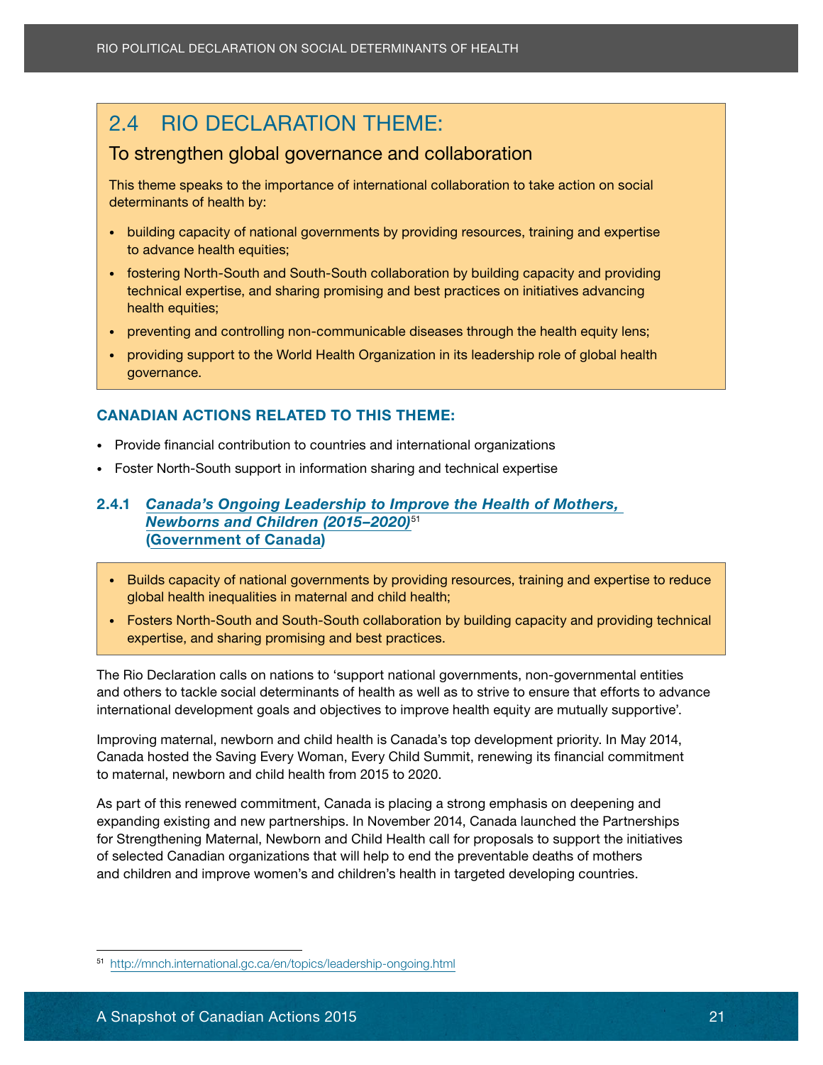## 2.4 RIO DECLARATION THEME:

### To strengthen global governance and collaboration

This theme speaks to the importance of international collaboration to take action on social determinants of health by:

- building capacity of national governments by providing resources, training and expertise to advance health equities;
- fostering North-South and South-South collaboration by building capacity and providing technical expertise, and sharing promising and best practices on initiatives advancing health equities;
- preventing and controlling non-communicable diseases through the health equity lens;
- providing support to the World Health Organization in its leadership role of global health governance.

### CANADIAN ACTIONS RELATED TO THIS THEME:

- Provide financial contribution to countries and international organizations
- Foster North-South support in information sharing and technical expertise

### 2.4.1 *Canada's Ongoing Leadership to Improve the Health of Mothers, Newborns and Children (2015–2020)*[51] (Government of Canada)

- Builds capacity of national governments by providing resources, training and expertise to reduce global health inequalities in maternal and child health;
- Fosters North-South and South-South collaboration by building capacity and providing technical expertise, and sharing promising and best practices.

The Rio Declaration calls on nations to 'support national governments, non-governmental entities and others to tackle social determinants of health as well as to strive to ensure that efforts to advance international development goals and objectives to improve health equity are mutually supportive'.

Improving maternal, newborn and child health is Canada's top development priority. In May 2014, Canada hosted the Saving Every Woman, Every Child Summit, renewing its financial commitment to maternal, newborn and child health from 2015 to 2020.

As part of this renewed commitment, Canada is placing a strong emphasis on deepening and expanding existing and new partnerships. In November 2014, Canada launched the Partnerships for Strengthening Maternal, Newborn and Child Health call for proposals to support the initiatives of selected Canadian organizations that will help to end the preventable deaths of mothers and children and improve women's and children's health in targeted developing countries.

---

[51] http://mnch.international.gc.ca/en/topics/leadership-ongoing.html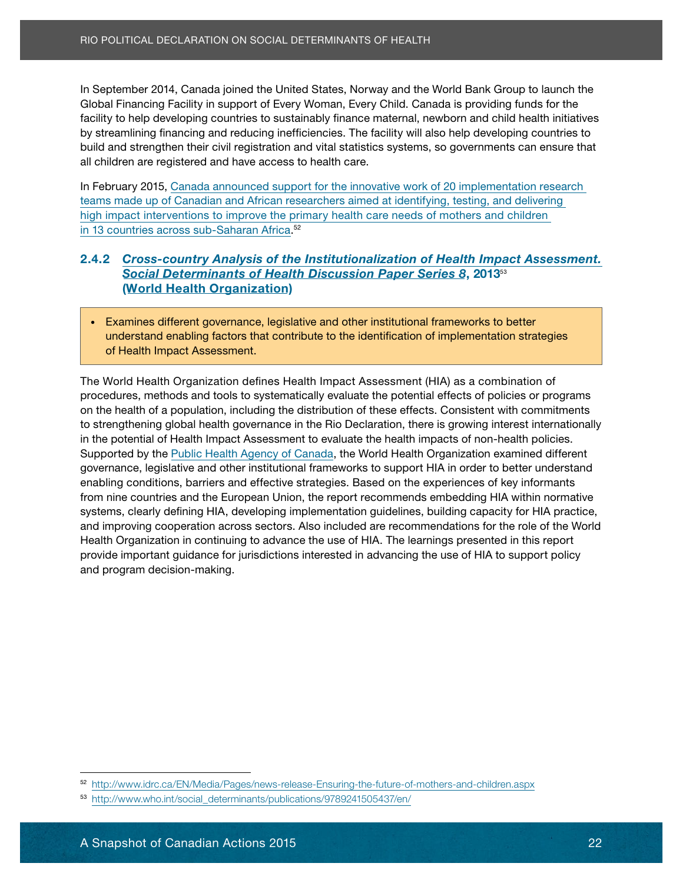In September 2014, Canada joined the United States, Norway and the World Bank Group to launch the Global Financing Facility in support of Every Woman, Every Child. Canada is providing funds for the facility to help developing countries to sustainably finance maternal, newborn and child health initiatives by streamlining financing and reducing inefficiencies. The facility will also help developing countries to build and strengthen their civil registration and vital statistics systems, so governments can ensure that all children are registered and have access to health care.

In February 2015, Canada announced support for the innovative work of 20 implementation research teams made up of Canadian and African researchers aimed at identifying, testing, and delivering high impact interventions to improve the primary health care needs of mothers and children in 13 countries across sub-Saharan Africa.[52]

### 2.4.2 *Cross-country Analysis of the Institutionalization of Health Impact Assessment. Social Determinants of Health Discussion Paper Series 8*, 2013[53] (World Health Organization)

- Examines different governance, legislative and other institutional frameworks to better understand enabling factors that contribute to the identification of implementation strategies of Health Impact Assessment.

The World Health Organization defines Health Impact Assessment (HIA) as a combination of procedures, methods and tools to systematically evaluate the potential effects of policies or programs on the health of a population, including the distribution of these effects. Consistent with commitments to strengthening global health governance in the Rio Declaration, there is growing interest internationally in the potential of Health Impact Assessment to evaluate the health impacts of non-health policies. Supported by the Public Health Agency of Canada, the World Health Organization examined different governance, legislative and other institutional frameworks to support HIA in order to better understand enabling conditions, barriers and effective strategies. Based on the experiences of key informants from nine countries and the European Union, the report recommends embedding HIA within normative systems, clearly defining HIA, developing implementation guidelines, building capacity for HIA practice, and improving cooperation across sectors. Also included are recommendations for the role of the World Health Organization in continuing to advance the use of HIA. The learnings presented in this report provide important guidance for jurisdictions interested in advancing the use of HIA to support policy and program decision-making.

---

[52] http://www.idrc.ca/EN/Media/Pages/news-release-Ensuring-the-future-of-mothers-and-children.aspx

[53] http://www.who.int/social_determinants/publications/9789241505437/en/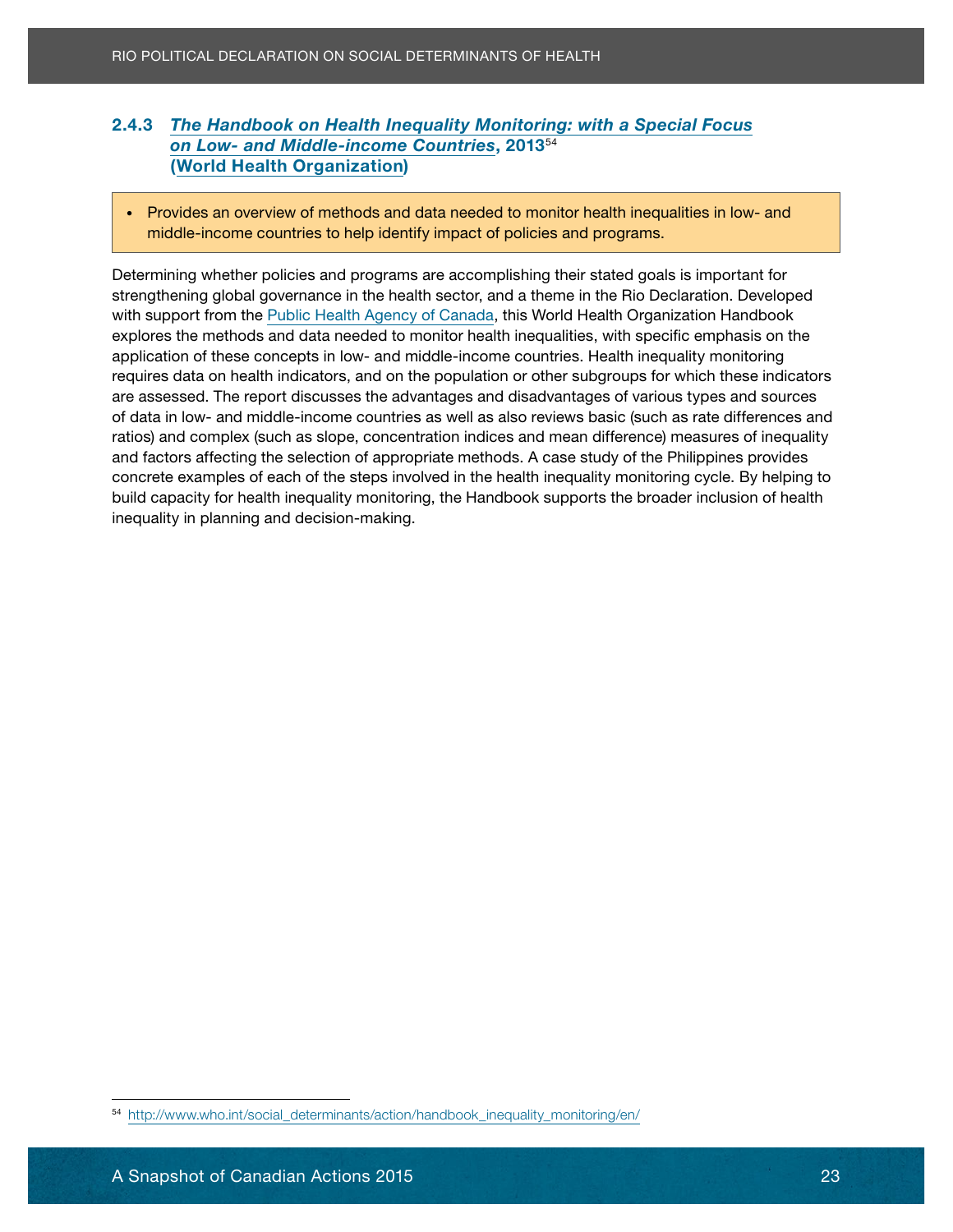### 2.4.3 *The Handbook on Health Inequality Monitoring: with a Special Focus on Low- and Middle-income Countries*, 2013[54] (World Health Organization)

- Provides an overview of methods and data needed to monitor health inequalities in low- and middle-income countries to help identify impact of policies and programs.

Determining whether policies and programs are accomplishing their stated goals is important for strengthening global governance in the health sector, and a theme in the Rio Declaration. Developed with support from the Public Health Agency of Canada, this World Health Organization Handbook explores the methods and data needed to monitor health inequalities, with specific emphasis on the application of these concepts in low- and middle-income countries. Health inequality monitoring requires data on health indicators, and on the population or other subgroups for which these indicators are assessed. The report discusses the advantages and disadvantages of various types and sources of data in low- and middle-income countries as well as also reviews basic (such as rate differences and ratios) and complex (such as slope, concentration indices and mean difference) measures of inequality and factors affecting the selection of appropriate methods. A case study of the Philippines provides concrete examples of each of the steps involved in the health inequality monitoring cycle. By helping to build capacity for health inequality monitoring, the Handbook supports the broader inclusion of health inequality in planning and decision-making.

[54] http://www.who.int/social_determinants/action/handbook_inequality_monitoring/en/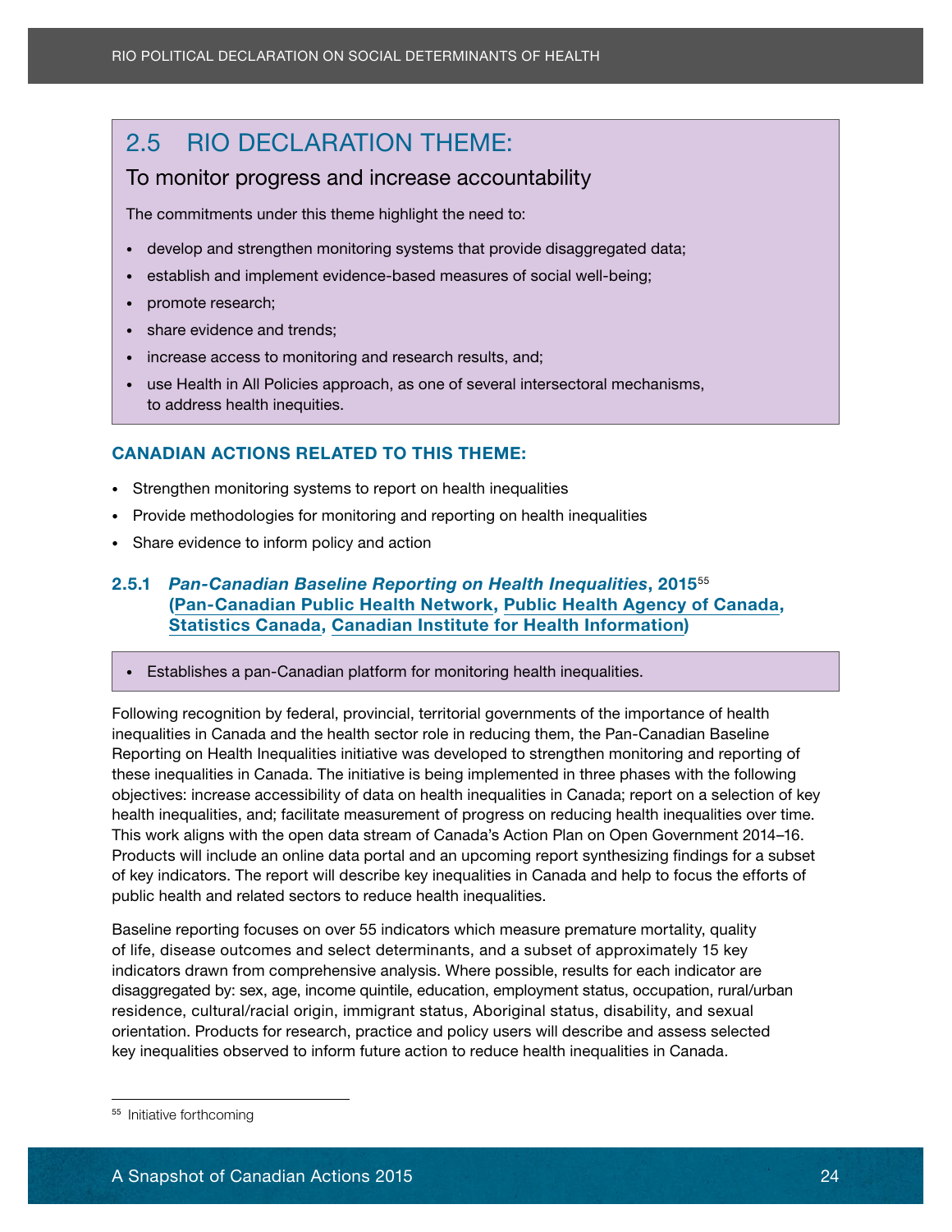## 2.5 RIO DECLARATION THEME:

### To monitor progress and increase accountability

The commitments under this theme highlight the need to:

- develop and strengthen monitoring systems that provide disaggregated data;
- establish and implement evidence-based measures of social well-being;
- promote research;
- share evidence and trends;
- increase access to monitoring and research results, and;
- use Health in All Policies approach, as one of several intersectoral mechanisms, to address health inequities.

### CANADIAN ACTIONS RELATED TO THIS THEME:

- Strengthen monitoring systems to report on health inequalities
- Provide methodologies for monitoring and reporting on health inequalities
- Share evidence to inform policy and action

### 2.5.1 *Pan-Canadian Baseline Reporting on Health Inequalities*, 2015[55] (Pan-Canadian Public Health Network, Public Health Agency of Canada, Statistics Canada, Canadian Institute for Health Information)

- Establishes a pan-Canadian platform for monitoring health inequalities.

Following recognition by federal, provincial, territorial governments of the importance of health inequalities in Canada and the health sector role in reducing them, the Pan-Canadian Baseline Reporting on Health Inequalities initiative was developed to strengthen monitoring and reporting of these inequalities in Canada. The initiative is being implemented in three phases with the following objectives: increase accessibility of data on health inequalities in Canada; report on a selection of key health inequalities, and; facilitate measurement of progress on reducing health inequalities over time. This work aligns with the open data stream of Canada's Action Plan on Open Government 2014–16. Products will include an online data portal and an upcoming report synthesizing findings for a subset of key indicators. The report will describe key inequalities in Canada and help to focus the efforts of public health and related sectors to reduce health inequalities.

Baseline reporting focuses on over 55 indicators which measure premature mortality, quality of life, disease outcomes and select determinants, and a subset of approximately 15 key indicators drawn from comprehensive analysis. Where possible, results for each indicator are disaggregated by: sex, age, income quintile, education, employment status, occupation, rural/urban residence, cultural/racial origin, immigrant status, Aboriginal status, disability, and sexual orientation. Products for research, practice and policy users will describe and assess selected key inequalities observed to inform future action to reduce health inequalities in Canada.

---

[55] Initiative forthcoming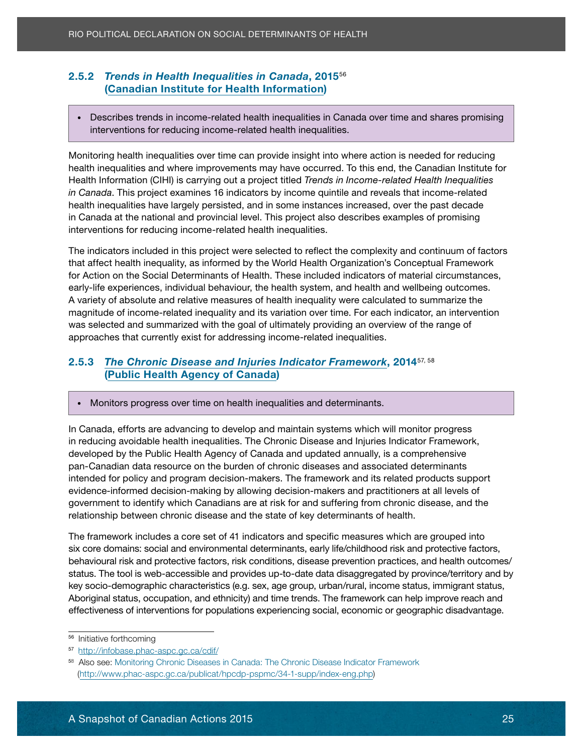### 2.5.2 *Trends in Health Inequalities in Canada*, 2015[56] (Canadian Institute for Health Information)

- Describes trends in income-related health inequalities in Canada over time and shares promising interventions for reducing income-related health inequalities.

Monitoring health inequalities over time can provide insight into where action is needed for reducing health inequalities and where improvements may have occurred. To this end, the Canadian Institute for Health Information (CIHI) is carrying out a project titled *Trends in Income-related Health Inequalities in Canada*. This project examines 16 indicators by income quintile and reveals that income-related health inequalities have largely persisted, and in some instances increased, over the past decade in Canada at the national and provincial level. This project also describes examples of promising interventions for reducing income-related health inequalities.

The indicators included in this project were selected to reflect the complexity and continuum of factors that affect health inequality, as informed by the World Health Organization's Conceptual Framework for Action on the Social Determinants of Health. These included indicators of material circumstances, early-life experiences, individual behaviour, the health system, and health and wellbeing outcomes. A variety of absolute and relative measures of health inequality were calculated to summarize the magnitude of income-related inequality and its variation over time. For each indicator, an intervention was selected and summarized with the goal of ultimately providing an overview of the range of approaches that currently exist for addressing income-related inequalities.

### 2.5.3 *The Chronic Disease and Injuries Indicator Framework*, 2014[57, 58] (Public Health Agency of Canada)

- Monitors progress over time on health inequalities and determinants.

In Canada, efforts are advancing to develop and maintain systems which will monitor progress in reducing avoidable health inequalities. The Chronic Disease and Injuries Indicator Framework, developed by the Public Health Agency of Canada and updated annually, is a comprehensive pan-Canadian data resource on the burden of chronic diseases and associated determinants intended for policy and program decision-makers. The framework and its related products support evidence-informed decision-making by allowing decision-makers and practitioners at all levels of government to identify which Canadians are at risk for and suffering from chronic disease, and the relationship between chronic disease and the state of key determinants of health.

The framework includes a core set of 41 indicators and specific measures which are grouped into six core domains: social and environmental determinants, early life/childhood risk and protective factors, behavioural risk and protective factors, risk conditions, disease prevention practices, and health outcomes/status. The tool is web-accessible and provides up-to-date data disaggregated by province/territory and by key socio-demographic characteristics (e.g. sex, age group, urban/rural, income status, immigrant status, Aboriginal status, occupation, and ethnicity) and time trends. The framework can help improve reach and effectiveness of interventions for populations experiencing social, economic or geographic disadvantage.

---

[56] Initiative forthcoming

[57] http://infobase.phac-aspc.gc.ca/cdif/

[58] Also see: Monitoring Chronic Diseases in Canada: The Chronic Disease Indicator Framework (http://www.phac-aspc.gc.ca/publicat/hpcdp-pspmc/34-1-supp/index-eng.php)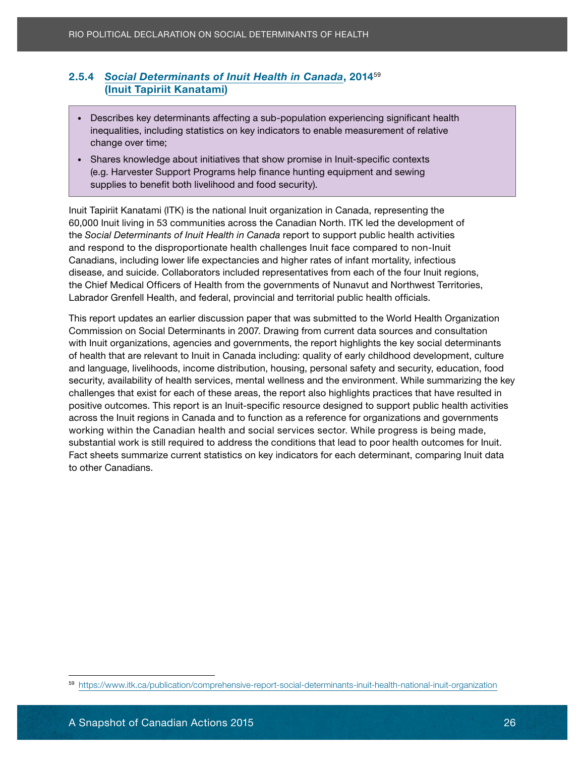### 2.5.4 *Social Determinants of Inuit Health in Canada*, 2014[59] (Inuit Tapiriit Kanatami)

- Describes key determinants affecting a sub-population experiencing significant health inequalities, including statistics on key indicators to enable measurement of relative change over time;
- Shares knowledge about initiatives that show promise in Inuit-specific contexts (e.g. Harvester Support Programs help finance hunting equipment and sewing supplies to benefit both livelihood and food security).

Inuit Tapiriit Kanatami (ITK) is the national Inuit organization in Canada, representing the 60,000 Inuit living in 53 communities across the Canadian North. ITK led the development of the *Social Determinants of Inuit Health in Canada* report to support public health activities and respond to the disproportionate health challenges Inuit face compared to non-Inuit Canadians, including lower life expectancies and higher rates of infant mortality, infectious disease, and suicide. Collaborators included representatives from each of the four Inuit regions, the Chief Medical Officers of Health from the governments of Nunavut and Northwest Territories, Labrador Grenfell Health, and federal, provincial and territorial public health officials.

This report updates an earlier discussion paper that was submitted to the World Health Organization Commission on Social Determinants in 2007. Drawing from current data sources and consultation with Inuit organizations, agencies and governments, the report highlights the key social determinants of health that are relevant to Inuit in Canada including: quality of early childhood development, culture and language, livelihoods, income distribution, housing, personal safety and security, education, food security, availability of health services, mental wellness and the environment. While summarizing the key challenges that exist for each of these areas, the report also highlights practices that have resulted in positive outcomes. This report is an Inuit-specific resource designed to support public health activities across the Inuit regions in Canada and to function as a reference for organizations and governments working within the Canadian health and social services sector. While progress is being made, substantial work is still required to address the conditions that lead to poor health outcomes for Inuit. Fact sheets summarize current statistics on key indicators for each determinant, comparing Inuit data to other Canadians.

---

[59] https://www.itk.ca/publication/comprehensive-report-social-determinants-inuit-health-national-inuit-organization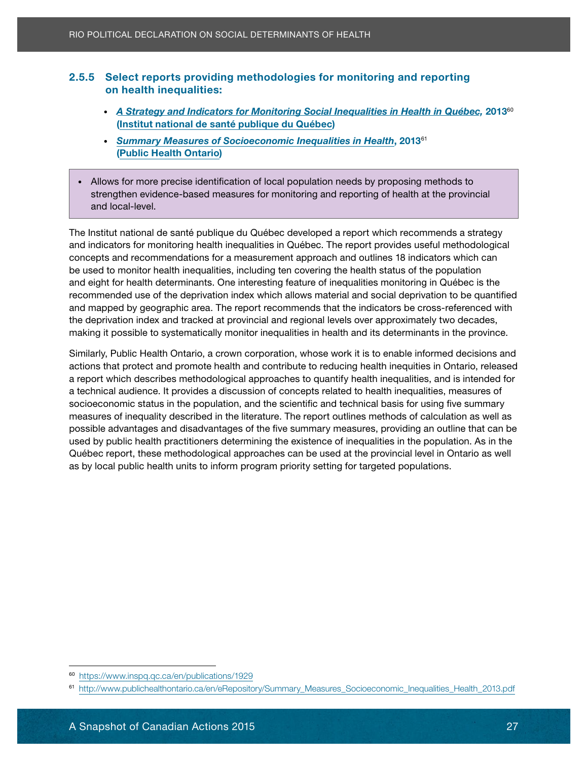### 2.5.5 Select reports providing methodologies for monitoring and reporting on health inequalities:

- ***A Strategy and Indicators for Monitoring Social Inequalities in Health in Québec,* 2013[60] (Institut national de santé publique du Québec)**
- ***Summary Measures of Socioeconomic Inequalities in Health*, 2013[61] (Public Health Ontario)**

> - Allows for more precise identification of local population needs by proposing methods to strengthen evidence-based measures for monitoring and reporting of health at the provincial and local-level.

The Institut national de santé publique du Québec developed a report which recommends a strategy and indicators for monitoring health inequalities in Québec. The report provides useful methodological concepts and recommendations for a measurement approach and outlines 18 indicators which can be used to monitor health inequalities, including ten covering the health status of the population and eight for health determinants. One interesting feature of inequalities monitoring in Québec is the recommended use of the deprivation index which allows material and social deprivation to be quantified and mapped by geographic area. The report recommends that the indicators be cross-referenced with the deprivation index and tracked at provincial and regional levels over approximately two decades, making it possible to systematically monitor inequalities in health and its determinants in the province.

Similarly, Public Health Ontario, a crown corporation, whose work it is to enable informed decisions and actions that protect and promote health and contribute to reducing health inequities in Ontario, released a report which describes methodological approaches to quantify health inequalities, and is intended for a technical audience. It provides a discussion of concepts related to health inequalities, measures of socioeconomic status in the population, and the scientific and technical basis for using five summary measures of inequality described in the literature. The report outlines methods of calculation as well as possible advantages and disadvantages of the five summary measures, providing an outline that can be used by public health practitioners determining the existence of inequalities in the population. As in the Québec report, these methodological approaches can be used at the provincial level in Ontario as well as by local public health units to inform program priority setting for targeted populations.

---

[60] https://www.inspq.qc.ca/en/publications/1929

[61] http://www.publichealthontario.ca/en/eRepository/Summary_Measures_Socioeconomic_Inequalities_Health_2013.pdf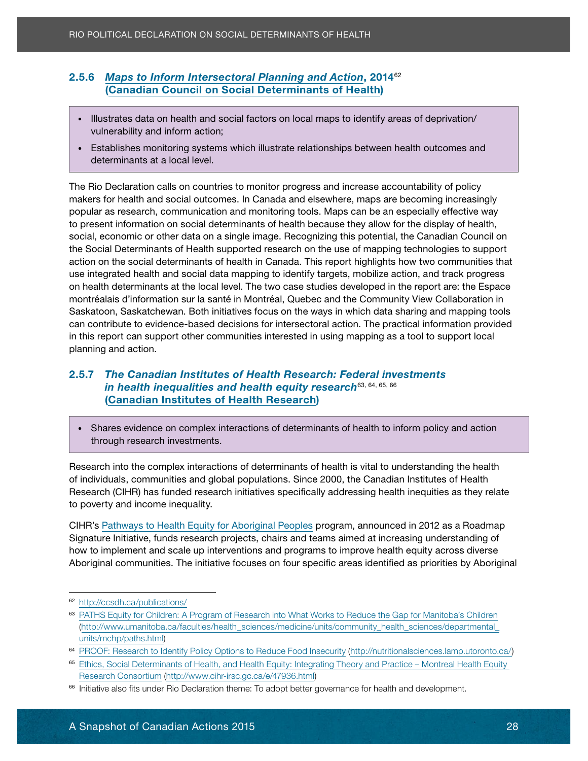### 2.5.6 *Maps to Inform Intersectoral Planning and Action*, 2014[62] (Canadian Council on Social Determinants of Health)

- Illustrates data on health and social factors on local maps to identify areas of deprivation/vulnerability and inform action;
- Establishes monitoring systems which illustrate relationships between health outcomes and determinants at a local level.

The Rio Declaration calls on countries to monitor progress and increase accountability of policy makers for health and social outcomes. In Canada and elsewhere, maps are becoming increasingly popular as research, communication and monitoring tools. Maps can be an especially effective way to present information on social determinants of health because they allow for the display of health, social, economic or other data on a single image. Recognizing this potential, the Canadian Council on the Social Determinants of Health supported research on the use of mapping technologies to support action on the social determinants of health in Canada. This report highlights how two communities that use integrated health and social data mapping to identify targets, mobilize action, and track progress on health determinants at the local level. The two case studies developed in the report are: the Espace montréalais d'information sur la santé in Montréal, Quebec and the Community View Collaboration in Saskatoon, Saskatchewan. Both initiatives focus on the ways in which data sharing and mapping tools can contribute to evidence-based decisions for intersectoral action. The practical information provided in this report can support other communities interested in using mapping as a tool to support local planning and action.

### 2.5.7 *The Canadian Institutes of Health Research: Federal investments in health inequalities and health equity research*[63, 64, 65, 66] (Canadian Institutes of Health Research)

- Shares evidence on complex interactions of determinants of health to inform policy and action through research investments.

Research into the complex interactions of determinants of health is vital to understanding the health of individuals, communities and global populations. Since 2000, the Canadian Institutes of Health Research (CIHR) has funded research initiatives specifically addressing health inequities as they relate to poverty and income inequality.

CIHR's Pathways to Health Equity for Aboriginal Peoples program, announced in 2012 as a Roadmap Signature Initiative, funds research projects, chairs and teams aimed at increasing understanding of how to implement and scale up interventions and programs to improve health equity across diverse Aboriginal communities. The initiative focuses on four specific areas identified as priorities by Aboriginal

---

[62] http://ccsdh.ca/publications/

[63] PATHS Equity for Children: A Program of Research into What Works to Reduce the Gap for Manitoba's Children (http://www.umanitoba.ca/faculties/health_sciences/medicine/units/community_health_sciences/departmental_units/mchp/paths.html)

[64] PROOF: Research to Identify Policy Options to Reduce Food Insecurity (http://nutritionalsciences.lamp.utoronto.ca/)

[65] Ethics, Social Determinants of Health, and Health Equity: Integrating Theory and Practice – Montreal Health Equity Research Consortium (http://www.cihr-irsc.gc.ca/e/47936.html)

[66] Initiative also fits under Rio Declaration theme: To adopt better governance for health and development.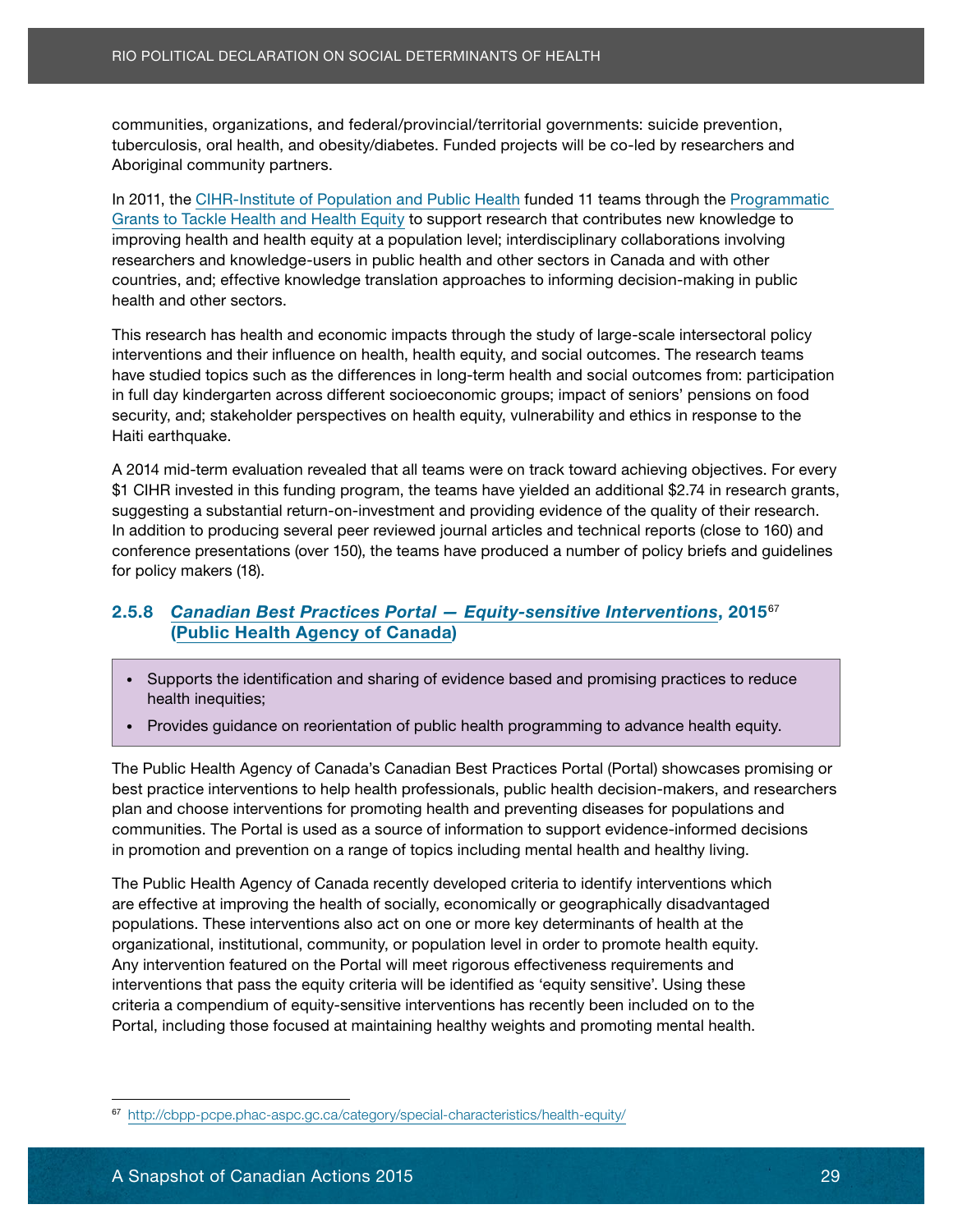communities, organizations, and federal/provincial/territorial governments: suicide prevention, tuberculosis, oral health, and obesity/diabetes. Funded projects will be co-led by researchers and Aboriginal community partners.

In 2011, the CIHR-Institute of Population and Public Health funded 11 teams through the Programmatic Grants to Tackle Health and Health Equity to support research that contributes new knowledge to improving health and health equity at a population level; interdisciplinary collaborations involving researchers and knowledge-users in public health and other sectors in Canada and with other countries, and; effective knowledge translation approaches to informing decision-making in public health and other sectors.

This research has health and economic impacts through the study of large-scale intersectoral policy interventions and their influence on health, health equity, and social outcomes. The research teams have studied topics such as the differences in long-term health and social outcomes from: participation in full day kindergarten across different socioeconomic groups; impact of seniors' pensions on food security, and; stakeholder perspectives on health equity, vulnerability and ethics in response to the Haiti earthquake.

A 2014 mid-term evaluation revealed that all teams were on track toward achieving objectives. For every $1 CIHR invested in this funding program, the teams have yielded an additional $2.74 in research grants, suggesting a substantial return-on-investment and providing evidence of the quality of their research. In addition to producing several peer reviewed journal articles and technical reports (close to 160) and conference presentations (over 150), the teams have produced a number of policy briefs and guidelines for policy makers (18).

### 2.5.8 *Canadian Best Practices Portal — Equity-sensitive Interventions*, 2015[67] (Public Health Agency of Canada)

- Supports the identification and sharing of evidence based and promising practices to reduce health inequities;
- Provides guidance on reorientation of public health programming to advance health equity.

The Public Health Agency of Canada's Canadian Best Practices Portal (Portal) showcases promising or best practice interventions to help health professionals, public health decision-makers, and researchers plan and choose interventions for promoting health and preventing diseases for populations and communities. The Portal is used as a source of information to support evidence-informed decisions in promotion and prevention on a range of topics including mental health and healthy living.

The Public Health Agency of Canada recently developed criteria to identify interventions which are effective at improving the health of socially, economically or geographically disadvantaged populations. These interventions also act on one or more key determinants of health at the organizational, institutional, community, or population level in order to promote health equity. Any intervention featured on the Portal will meet rigorous effectiveness requirements and interventions that pass the equity criteria will be identified as 'equity sensitive'. Using these criteria a compendium of equity-sensitive interventions has recently been included on to the Portal, including those focused at maintaining healthy weights and promoting mental health.

---

[67] http://cbpp-pcpe.phac-aspc.gc.ca/category/special-characteristics/health-equity/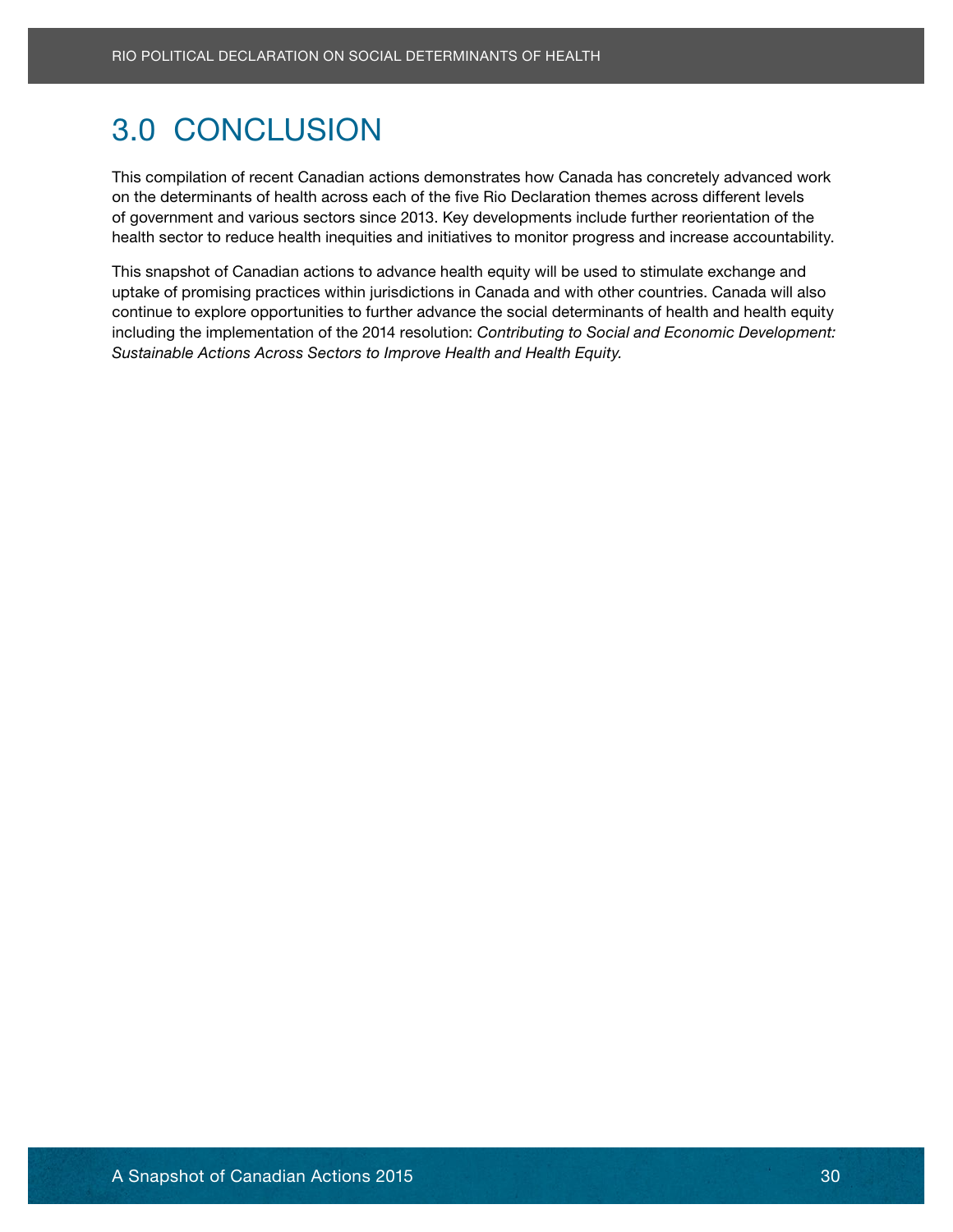# 3.0 CONCLUSION

This compilation of recent Canadian actions demonstrates how Canada has concretely advanced work on the determinants of health across each of the five Rio Declaration themes across different levels of government and various sectors since 2013. Key developments include further reorientation of the health sector to reduce health inequities and initiatives to monitor progress and increase accountability.

This snapshot of Canadian actions to advance health equity will be used to stimulate exchange and uptake of promising practices within jurisdictions in Canada and with other countries. Canada will also continue to explore opportunities to further advance the social determinants of health and health equity including the implementation of the 2014 resolution: *Contributing to Social and Economic Development: Sustainable Actions Across Sectors to Improve Health and Health Equity.*